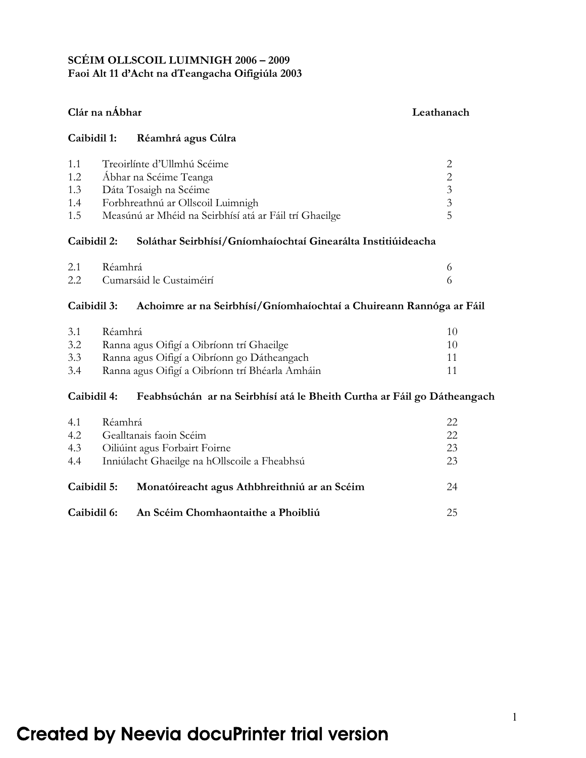**SCÉIM OLLSCOIL LUIMNIGH 2006 – 2009**
**Faoi Alt 11 d'Acht na dTeangacha Oifigiúla 2003**

| **Clár na nÁbhar** | | **Leathanach** |
|---|---|---|
| **Caibidil 1:** | **Réamhrá agus Cúlra** | |
| 1.1 | Treoirlínte d'Ullmhú Scéime | 2 |
| 1.2 | Ábhar na Scéime Teanga | 2 |
| 1.3 | Dáta Tosaigh na Scéime | 3 |
| 1.4 | Forbhreathnú ar Ollscoil Luimnigh | 3 |
| 1.5 | Measúnú ar Mhéid na Seirbhísí atá ar Fáil trí Ghaeilge | 5 |
| **Caibidil 2:** | **Soláthar Seirbhísí/Gníomhaíochtaí Ginearálta Institiúideacha** | |
| 2.1 | Réamhrá | 6 |
| 2.2 | Cumarsáid le Custaiméirí | 6 |
| **Caibidil 3:** | **Achoimre ar na Seirbhísí/Gníomhaíochtaí a Chuireann Rannóga ar Fáil** | |
| 3.1 | Réamhrá | 10 |
| 3.2 | Ranna agus Oifigí a Oibríonn trí Ghaeilge | 10 |
| 3.3 | Ranna agus Oifigí a Oibríonn go Dátheangach | 11 |
| 3.4 | Ranna agus Oifigí a Oibríonn trí Bhéarla Amháin | 11 |
| **Caibidil 4:** | **Feabhsúchán ar na Seirbhísí atá le Bheith Curtha ar Fáil go Dátheangach** | |
| 4.1 | Réamhrá | 22 |
| 4.2 | Gealltanais faoin Scéim | 22 |
| 4.3 | Oiliúint agus Forbairt Foirne | 23 |
| 4.4 | Inniúlacht Ghaeilge na hOllscoile a Fheabhsú | 23 |
| **Caibidil 5:** | **Monatóireacht agus Athbhreithniú ar an Scéim** | 24 |
| **Caibidil 6:** | **An Scéim Chomhaontaithe a Phoibliú** | 25 |

Created by Neevia docuPrinter trial version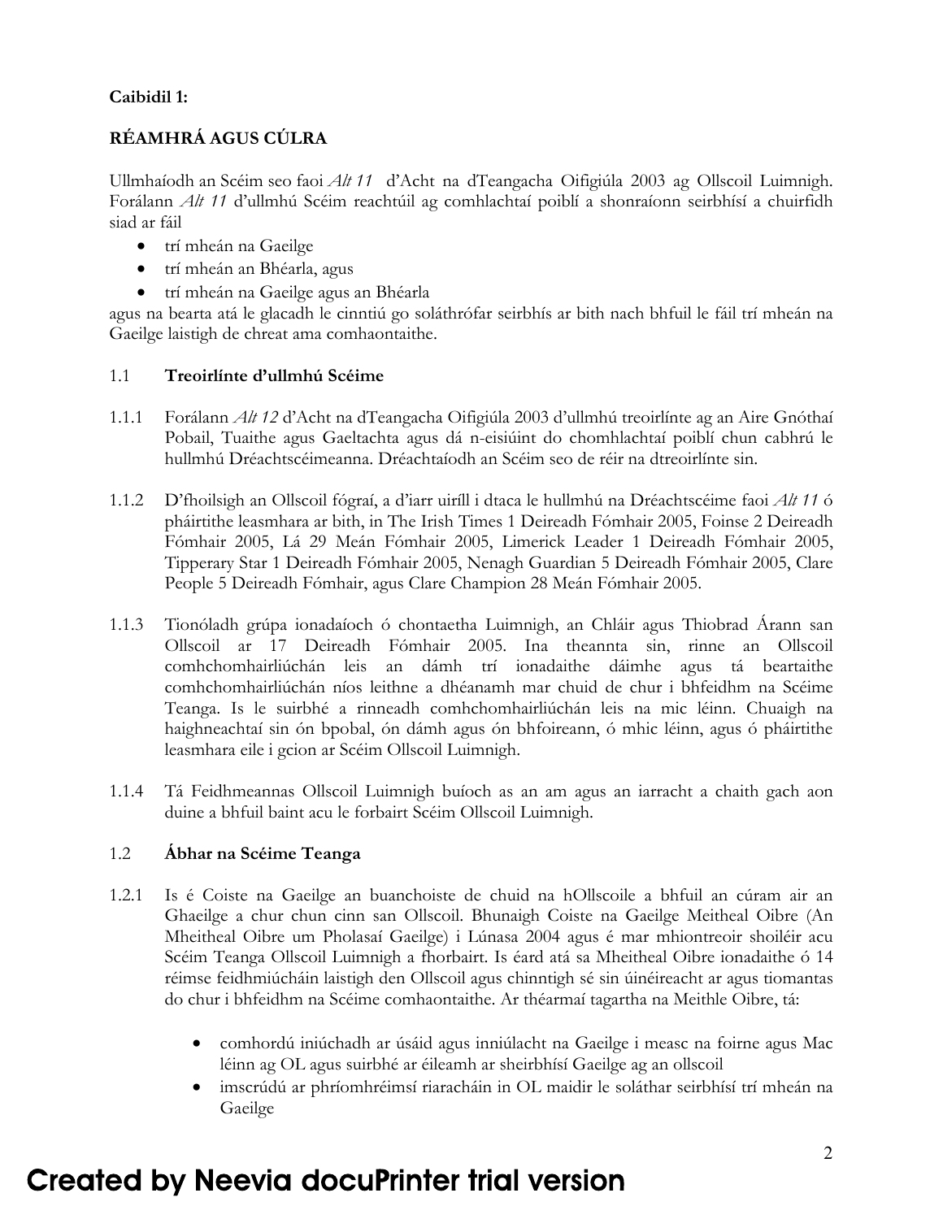**Caibidil 1:**

**RÉAMHRÁ AGUS CÚLRA**

Ullmhaíodh an Scéim seo faoi *Alt 11* d'Acht na dTeangacha Oifigiúla 2003 ag Ollscoil Luimnigh. Forálann *Alt 11* d'ullmhú Scéim reachtúil ag comhlachtaí poiblí a shonraíonn seirbhísí a chuirfidh siad ar fáil

- trí mheán na Gaeilge
- trí mheán an Bhéarla, agus
- trí mheán na Gaeilge agus an Bhéarla

agus na bearta atá le glacadh le cinntiú go soláthrófar seirbhís ar bith nach bhfuil le fáil trí mheán na Gaeilge laistigh de chreat ama comhaontaithe.

1.1 **Treoirlínte d'ullmhú Scéime**

1.1.1 Forálann *Alt 12* d'Acht na dTeangacha Oifigiúla 2003 d'ullmhú treoirlínte ag an Aire Gnóthaí Pobail, Tuaithe agus Gaeltachta agus dá n-eisiúint do chomhlachtaí poiblí chun cabhrú le hullmhú Dréachtscéimeanna. Dréachtaíodh an Scéim seo de réir na dtreoirlínte sin.

1.1.2 D'fhoilsigh an Ollscoil fógraí, a d'iarr uiríll i dtaca le hullmhú na Dréachtscéime faoi *Alt 11* ó pháirtithe leasmhara ar bith, in The Irish Times 1 Deireadh Fómhair 2005, Foinse 2 Deireadh Fómhair 2005, Lá 29 Meán Fómhair 2005, Limerick Leader 1 Deireadh Fómhair 2005, Tipperary Star 1 Deireadh Fómhair 2005, Nenagh Guardian 5 Deireadh Fómhair 2005, Clare People 5 Deireadh Fómhair, agus Clare Champion 28 Meán Fómhair 2005.

1.1.3 Tionóladh grúpa ionadaíoch ó chontaetha Luimnigh, an Chláir agus Thiobrad Árann san Ollscoil ar 17 Deireadh Fómhair 2005. Ina theannta sin, rinne an Ollscoil comhchomhairliúchán leis an dámh trí ionadaithe dáimhe agus tá beartaithe comhchomhairliúchán níos leithne a dhéanamh mar chuid de chur i bhfeidhm na Scéime Teanga. Is le suirbhé a rinneadh comhchomhairliúchán leis na mic léinn. Chuaigh na haighneachtaí sin ón bpobal, ón dámh agus ón bhfoireann, ó mhic léinn, agus ó pháirtithe leasmhara eile i gcion ar Scéim Ollscoil Luimnigh.

1.1.4 Tá Feidhmeannas Ollscoil Luimnigh buíoch as an am agus an iarracht a chaith gach aon duine a bhfuil baint acu le forbairt Scéim Ollscoil Luimnigh.

1.2 **Ábhar na Scéime Teanga**

1.2.1 Is é Coiste na Gaeilge an buanchoiste de chuid na hOllscoile a bhfuil an cúram air an Ghaeilge a chur chun cinn san Ollscoil. Bhunaigh Coiste na Gaeilge Meitheal Oibre (An Mheitheal Oibre um Pholasaí Gaeilge) i Lúnasa 2004 agus é mar mhiontreoir shoiléir acu Scéim Teanga Ollscoil Luimnigh a fhorbairt. Is éard atá sa Mheitheal Oibre ionadaithe ó 14 réimse feidhmiúcháin laistigh den Ollscoil agus chinntigh sé sin úinéireacht ar agus tiomantas do chur i bhfeidhm na Scéime comhaontaithe. Ar théarmaí tagartha na Meithle Oibre, tá:

- comhordú iniúchadh ar úsáid agus inniúlacht na Gaeilge i measc na foirne agus Mac léinn ag OL agus suirbhé ar éileamh ar sheirbhísí Gaeilge ag an ollscoil
- imscrúdú ar phríomhréimsí riaracháin in OL maidir le soláthar seirbhísí trí mheán na Gaeilge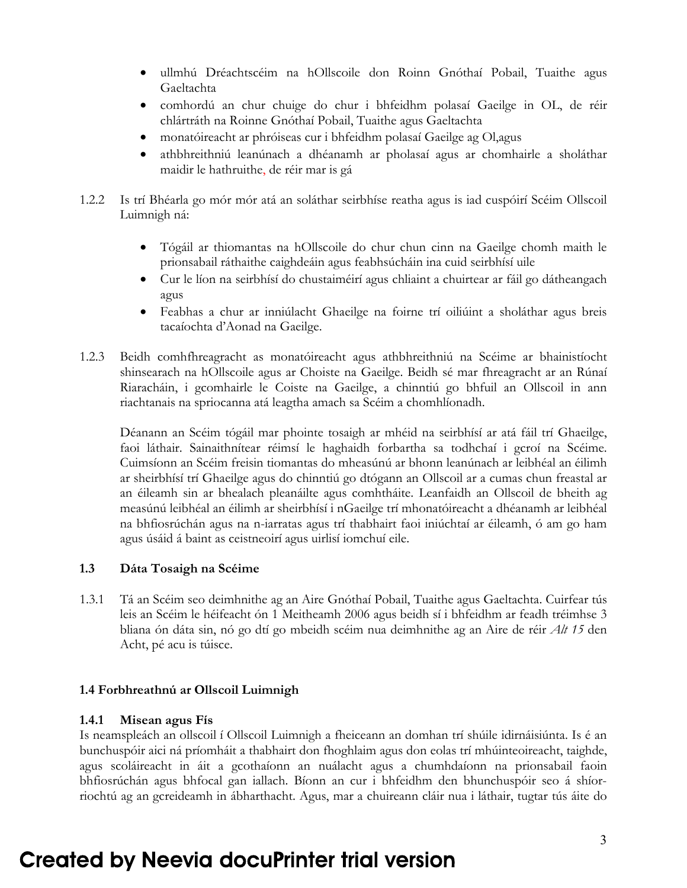- ullmhú Dréachtscéim na hOllscoile don Roinn Gnóthaí Pobail, Tuaithe agus Gaeltachta
- comhordú an chur chuige do chur i bhfeidhm polasaí Gaeilge in OL, de réir chlártráth na Roinne Gnóthaí Pobail, Tuaithe agus Gaeltachta
- monatóireacht ar phróiseas cur i bhfeidhm polasaí Gaeilge ag Ol,agus
- athbhreithniú leanúnach a dhéanamh ar pholasaí agus ar chomhairle a sholáthar maidir le hathruithe, de réir mar is gá

1.2.2 Is trí Bhéarla go mór mór atá an soláthar seirbhíse reatha agus is iad cuspóirí Scéim Ollscoil Luimnigh ná:

- Tógáil ar thiomantas na hOllscoile do chur chun cinn na Gaeilge chomh maith le prionsabail ráthaithe caighdeáin agus feabhsúcháin ina cuid seirbhísí uile
- Cur le líon na seirbhísí do chustaiméirí agus chliaint a chuirtear ar fáil go dátheangach agus
- Feabhas a chur ar inniúlacht Ghaeilge na foirne trí oiliúint a sholáthar agus breis tacaíochta d'Aonad na Gaeilge.

1.2.3 Beidh comhfhreagracht as monatóireacht agus athbhreithniú na Scéime ar bhainistíocht shinsearach na hOllscoile agus ar Choiste na Gaeilge. Beidh sé mar fhreagracht ar an Rúnaí Riaracháin, i gcomhairle le Coiste na Gaeilge, a chinntiú go bhfuil an Ollscoil in ann riachtanais na spriocanna atá leagtha amach sa Scéim a chomhlíonadh.

Déanann an Scéim tógáil mar phointe tosaigh ar mhéid na seirbhísí ar atá fáil trí Ghaeilge, faoi láthair. Sainaithnítear réimsí le haghaidh forbartha sa todhchaí i gcroí na Scéime. Cuimsíonn an Scéim freisin tiomantas do mheasúnú ar bhonn leanúnach ar leibhéal an éilimh ar sheirbhísí trí Ghaeilge agus do chinntiú go dtógann an Ollscoil ar a cumas chun freastal ar an éileamh sin ar bhealach pleanáilte agus comhtháite. Leanfaidh an Ollscoil de bheith ag measúnú leibhéal an éilimh ar sheirbhísí i nGaeilge trí mhonatóireacht a dhéanamh ar leibhéal na bhfiosrúchán agus na n-iarratas agus trí thabhairt faoi iniúchtaí ar éileamh, ó am go ham agus úsáid á baint as ceistneoirí agus uirlisí iomchuí eile.

### 1.3 Dáta Tosaigh na Scéime

1.3.1 Tá an Scéim seo deimhnithe ag an Aire Gnóthaí Pobail, Tuaithe agus Gaeltachta. Cuirfear tús leis an Scéim le héifeacht ón 1 Meitheamh 2006 agus beidh sí i bhfeidhm ar feadh tréimhse 3 bliana ón dáta sin, nó go dtí go mbeidh scéim nua deimhnithe ag an Aire de réir *Alt 15* den Acht, pé acu is túisce.

### 1.4 Forbhreathnú ar Ollscoil Luimnigh

#### 1.4.1 Misean agus Fís

Is neamspleách an ollscoil í Ollscoil Luimnigh a fheiceann an domhan trí shúile idirnáisiúnta. Is é an bunchuspóir aici ná príomháit a thabhairt don fhoghlaim agus don eolas trí mhúinteoireacht, taighde, agus scoláireacht in áit a gcothaíonn an nuálacht agus a chumhdaíonn na prionsabail faoin bhfiosrúchán agus bhfocal gan iallach. Bíonn an cur i bhfeidhm den bhunchuspóir seo á shíor-riochtú ag an gcreideamh in ábharthacht. Agus, mar a chuireann cláir nua i láthair, tugtar tús áite do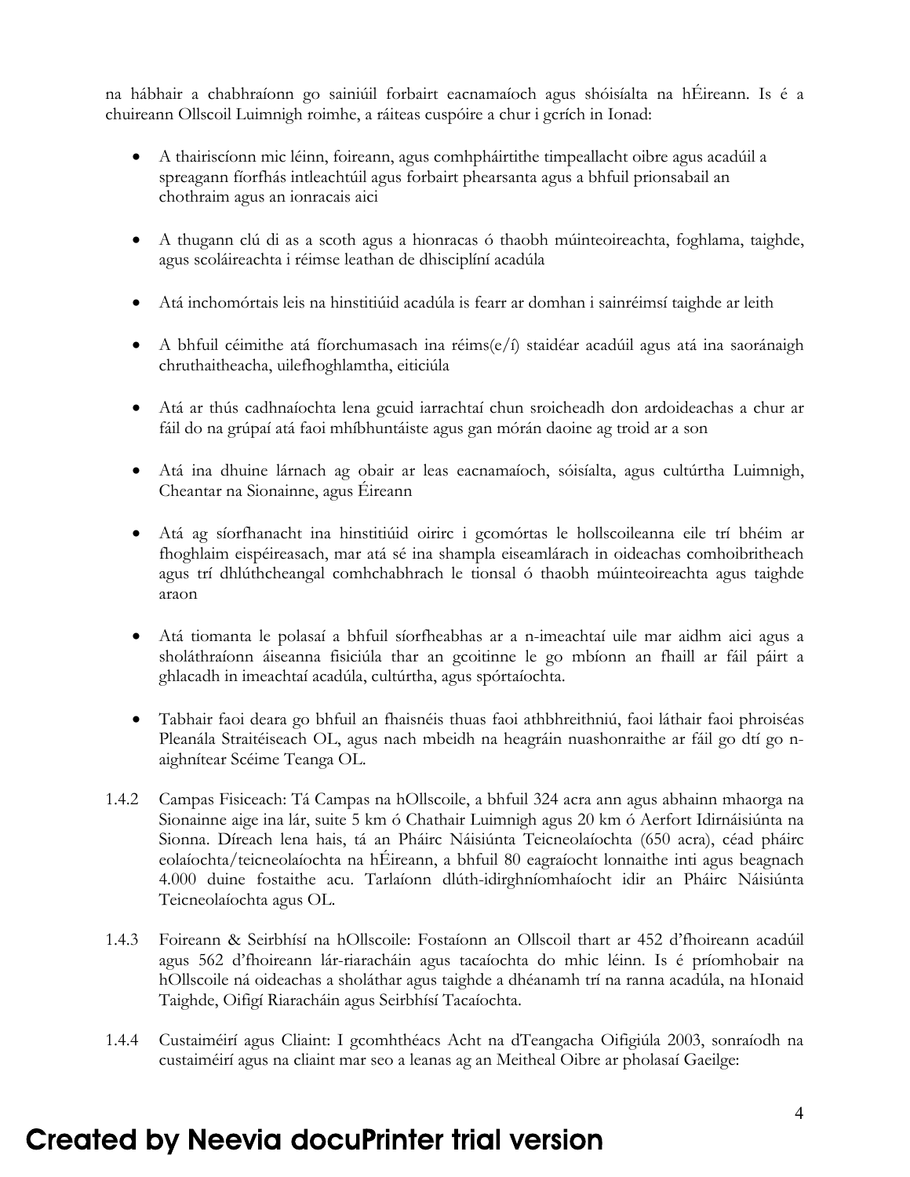na hábhair a chabhraíonn go sainiúil forbairt eacnamaíoch agus shóisíalta na hÉireann. Is é a chuireann Ollscoil Luimnigh roimhe, a ráiteas cuspóire a chur i gcrích in Ionad:

- A thairiscíonn mic léinn, foireann, agus comhpháirtithe timpeallacht oibre agus acadúil a spreagann fíorfhás intleachtúil agus forbairt phearsanta agus a bhfuil prionsabail an chothraim agus an ionracais aici

- A thugann clú di as a scoth agus a hionracas ó thaobh múinteoireachta, foghlama, taighde, agus scoláireachta i réimse leathan de dhisciplíní acadúla

- Atá inchomórtais leis na hinstitiúid acadúla is fearr ar domhan i sainréimsí taighde ar leith

- A bhfuil céimithe atá fíorchumasach ina réims(e/í) staidéar acadúil agus atá ina saoránaigh chruthaitheacha, uilefhoghlamtha, eiticiúla

- Atá ar thús cadhnaíochta lena gcuid iarrachtaí chun sroicheadh don ardoideachas a chur ar fáil do na grúpaí atá faoi mhíbhuntáiste agus gan mórán daoine ag troid ar a son

- Atá ina dhuine lárnach ag obair ar leas eacnamaíoch, sóisíalta, agus cultúrtha Luimnigh, Cheantar na Sionainne, agus Éireann

- Atá ag síorfhanacht ina hinstitiúid oirirc i gcomórtas le hollscoileanna eile trí bhéim ar fhoghlaim eispéireasach, mar atá sé ina shampla eiseamlárach in oideachas comhoibritheach agus trí dhlúthcheangal comhchabhrach le tionsal ó thaobh múinteoireachta agus taighde araon

- Atá tiomanta le polasaí a bhfuil síorfheabhas ar a n-imeachtaí uile mar aidhm aici agus a sholáthraíonn áiseanna fisiciúla thar an gcoitinne le go mbíonn an fhaill ar fáil páirt a ghlacadh in imeachtaí acadúla, cultúrtha, agus spórtaíochta.

- Tabhair faoi deara go bhfuil an fhaisnéis thuas faoi athbhreithniú, faoi láthair faoi phroiséas Pleanála Straitéiseach OL, agus nach mbeidh na heagráin nuashonraithe ar fáil go dtí go n-aighnítear Scéime Teanga OL.

1.4.2 Campas Fisiceach: Tá Campas na hOllscoile, a bhfuil 324 acra ann agus abhainn mhaorga na Sionainne aige ina lár, suite 5 km ó Chathair Luimnigh agus 20 km ó Aerfort Idirnáisiúnta na Sionna. Díreach lena hais, tá an Pháirc Náisiúnta Teicneolaíochta (650 acra), céad pháirc eolaíochta/teicneolaíochta na hÉireann, a bhfuil 80 eagraíocht lonnaithe inti agus beagnach 4.000 duine fostaithe acu. Tarlaíonn dlúth-idirghníomhaíocht idir an Pháirc Náisiúnta Teicneolaíochta agus OL.

1.4.3 Foireann & Seirbhísí na hOllscoile: Fostaíonn an Ollscoil thart ar 452 d'fhoireann acadúil agus 562 d'fhoireann lár-riaracháin agus tacaíochta do mhic léinn. Is é príomhobair na hOllscoile ná oideachas a sholáthar agus taighde a dhéanamh trí na ranna acadúla, na hIonaid Taighde, Oifigí Riaracháin agus Seirbhísí Tacaíochta.

1.4.4 Custaiméirí agus Cliaint: I gcomhthéacs Acht na dTeangacha Oifigiúla 2003, sonraíodh na custaiméirí agus na cliaint mar seo a leanas ag an Meitheal Oibre ar pholasaí Gaeilge: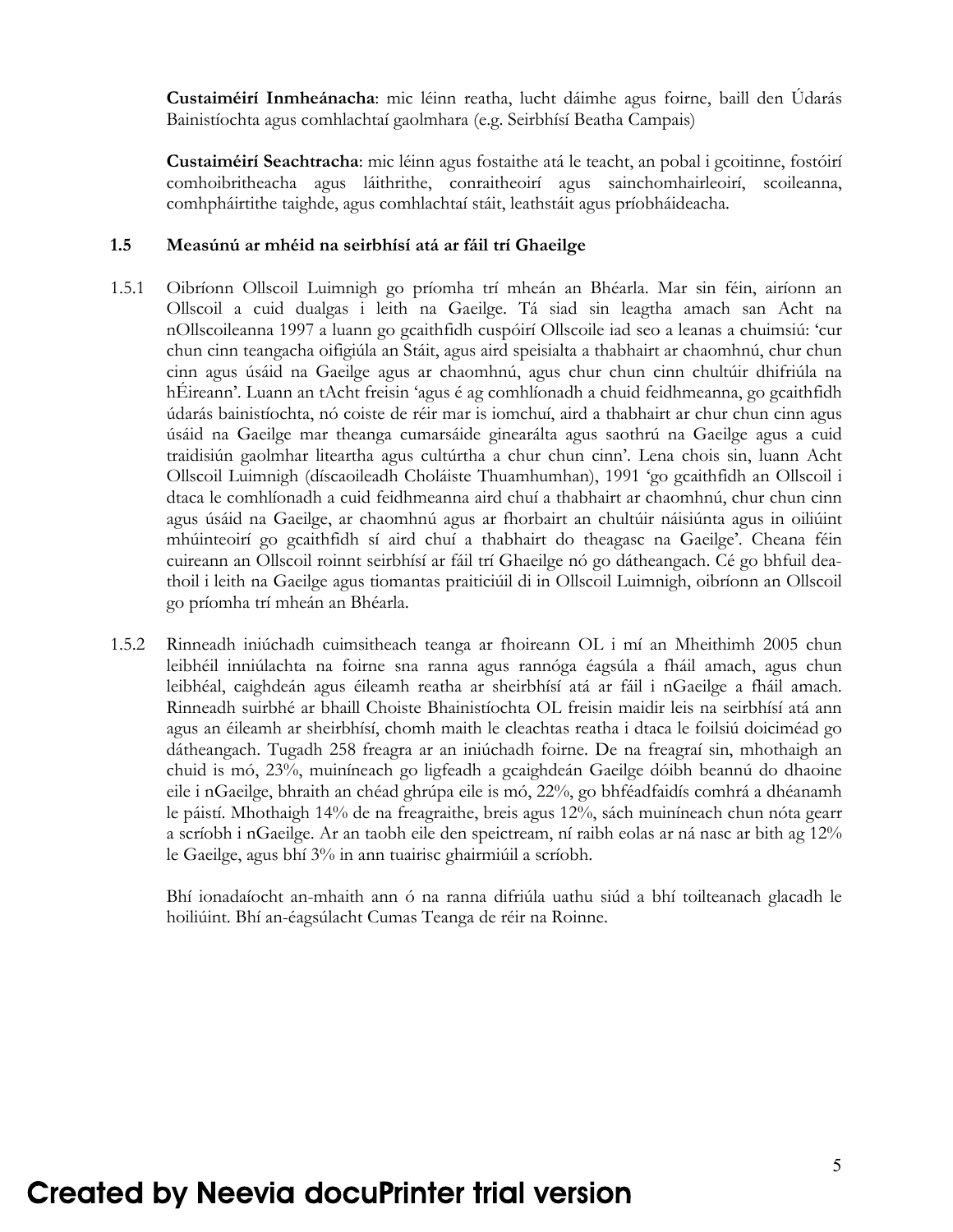**Custaiméirí Inmheánacha**: mic léinn reatha, lucht dáimhe agus foirne, baill den Údarás Bainistíochta agus comhlachtaí gaolmhara (e.g. Seirbhísí Beatha Campais)

**Custaiméirí Seachtracha**: mic léinn agus fostaithe atá le teacht, an pobal i gcoitinne, fostóirí comhoibritheacha agus láithrithe, conraitheoirí agus sainchomhairleoirí, scoileanna, comhpháirtithe taighde, agus comhlachtaí stáit, leathstáit agus príobháideacha.

### 1.5 Measúnú ar mhéid na seirbhísí atá ar fáil trí Ghaeilge

1.5.1 Oibríonn Ollscoil Luimnigh go príomha trí mheán an Bhéarla. Mar sin féin, airíonn an Ollscoil a cuid dualgas i leith na Gaeilge. Tá siad sin leagtha amach san Acht na nOllscoileanna 1997 a luann go gcaithfidh cuspóirí Ollscoile iad seo a leanas a chuimsiú: 'cur chun cinn teangacha oifigiúla an Stáit, agus aird speisialta a thabhairt ar chaomhnú, chur chun cinn agus úsáid na Gaeilge agus ar chaomhnú, agus chur chun cinn chultúir dhifriúla na hÉireann'. Luann an tAcht freisin 'agus é ag comhlíonadh a chuid feidhmeanna, go gcaithfidh údarás bainistíochta, nó coiste de réir mar is iomchuí, aird a thabhairt ar chur chun cinn agus úsáid na Gaeilge mar theanga cumarsáide ginearálta agus saothrú na Gaeilge agus a cuid traidisiún gaolmhar liteartha agus cultúrtha a chur chun cinn'. Lena chois sin, luann Acht Ollscoil Luimnigh (díscaoileadh Choláiste Thuamhumhan), 1991 'go gcaithfidh an Ollscoil i dtaca le comhlíonadh a cuid feidhmeanna aird chuí a thabhairt ar chaomhnú, chur chun cinn agus úsáid na Gaeilge, ar chaomhnú agus ar fhorbairt an chultúir náisiúnta agus in oiliúint mhúinteoirí go gcaithfidh sí aird chuí a thabhairt do theagasc na Gaeilge'. Cheana féin cuireann an Ollscoil roinnt seirbhísí ar fáil trí Ghaeilge nó go dátheangach. Cé go bhfuil dea-thoil i leith na Gaeilge agus tiomantas praiticiúil di in Ollscoil Luimnigh, oibríonn an Ollscoil go príomha trí mheán an Bhéarla.

1.5.2 Rinneadh iniúchadh cuimsitheach teanga ar fhoireann OL i mí an Mheithimh 2005 chun leibhéil inniúlachta na foirne sna ranna agus rannóga éagsúla a fháil amach, agus chun leibhéal, caighdeán agus éileamh reatha ar sheirbhísí atá ar fáil i nGaeilge a fháil amach. Rinneadh suirbhé ar bhaill Choiste Bhainistíochta OL freisin maidir leis na seirbhísí atá ann agus an éileamh ar sheirbhísí, chomh maith le cleachtas reatha i dtaca le foilsiú doiciméad go dátheangach. Tugadh 258 freagra ar an iniúchadh foirne. De na freagraí sin, mhothaigh an chuid is mó, 23%, muiníneach go ligfeadh a gcaighdeán Gaeilge dóibh beannú do dhaoine eile i nGaeilge, bhraith an chéad ghrúpa eile is mó, 22%, go bhféadfaidís comhrá a dhéanamh le páistí. Mhothaigh 14% de na freagraithe, breis agus 12%, sách muiníneach chun nóta gearr a scríobh i nGaeilge. Ar an taobh eile den speictream, ní raibh eolas ar ná nasc ar bith ag 12% le Gaeilge, agus bhí 3% in ann tuairisc ghairmiúil a scríobh.

Bhí ionadaíocht an-mhaith ann ó na ranna difriúla uathu siúd a bhí toilteanach glacadh le hoiliúint. Bhí an-éagsúlacht Cumas Teanga de réir na Roinne.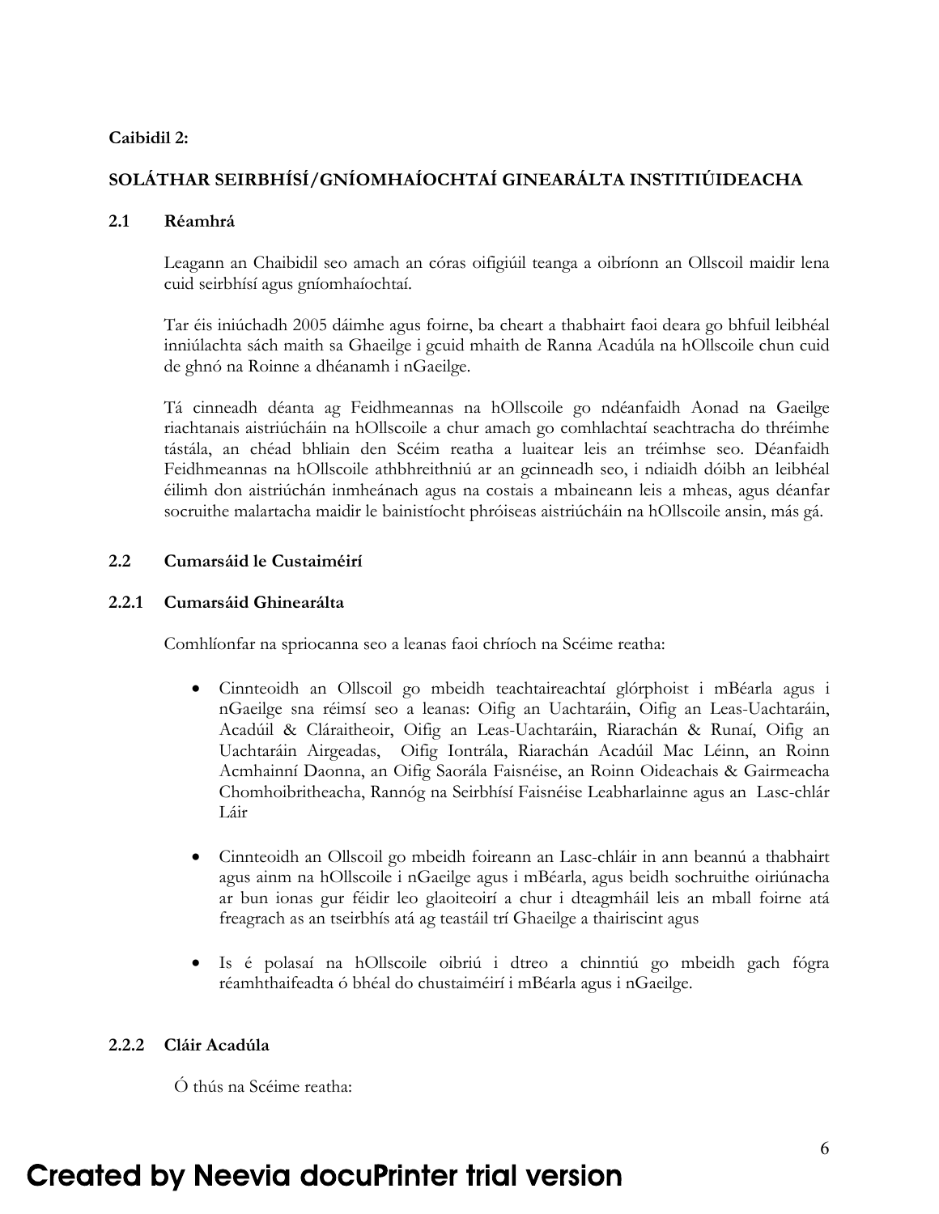**Caibidil 2:**

## SOLÁTHAR SEIRBHÍSÍ/GNÍOMHAÍOCHTAÍ GINEARÁLTA INSTITIÚIDEACHA

### 2.1 Réamhrá

Leagann an Chaibidil seo amach an córas oifigiúil teanga a oibríonn an Ollscoil maidir lena cuid seirbhísí agus gníomhaíochtaí.

Tar éis iniúchadh 2005 dáimhe agus foirne, ba cheart a thabhairt faoi deara go bhfuil leibhéal inniúlachta sách maith sa Ghaeilge i gcuid mhaith de Ranna Acadúla na hOllscoile chun cuid de ghnó na Roinne a dhéanamh i nGaeilge.

Tá cinneadh déanta ag Feidhmeannas na hOllscoile go ndéanfaidh Aonad na Gaeilge riachtanais aistriúcháin na hOllscoile a chur amach go comhlachtaí seachtracha do thréimhe tástála, an chéad bhliain den Scéim reatha a luaitear leis an tréimhse seo. Déanfaidh Feidhmeannas na hOllscoile athbhreithniú ar an gcinneadh seo, i ndiaidh dóibh an leibhéal éilimh don aistriúchán inmheánach agus na costais a mbaineann leis a mheas, agus déanfar socruithe malartacha maidir le bainistíocht phróiseas aistriúcháin na hOllscoile ansin, más gá.

### 2.2 Cumarsáid le Custaiméirí

#### 2.2.1 Cumarsáid Ghinearálta

Comhlíonfar na spriocanna seo a leanas faoi chríoch na Scéime reatha:

- Cinnteoidh an Ollscoil go mbeidh teachtaireachtaí glórphoist i mBéarla agus i nGaeilge sna réimsí seo a leanas: Oifig an Uachtaráin, Oifig an Leas-Uachtaráin, Acadúil & Cláraitheoir, Oifig an Leas-Uachtaráin, Riarachán & Runaí, Oifig an Uachtaráin Airgeadas, Oifig Iontrála, Riarachán Acadúil Mac Léinn, an Roinn Acmhainní Daonna, an Oifig Saorála Faisnéise, an Roinn Oideachais & Gairmeacha Chomhoibritheacha, Rannóg na Seirbhísí Faisnéise Leabharlainne agus an Lasc-chlár Láir

- Cinnteoidh an Ollscoil go mbeidh foireann an Lasc-chláir in ann beannú a thabhairt agus ainm na hOllscoile i nGaeilge agus i mBéarla, agus beidh sochruithe oiriúnacha ar bun ionas gur féidir leo glaoiteoirí a chur i dteagmháil leis an mball foirne atá freagrach as an tseirbhís atá ag teastáil trí Ghaeilge a thairiscint agus

- Is é polasaí na hOllscoile oibriú i dtreo a chinntiú go mbeidh gach fógra réamhthaifeadta ó bhéal do chustaiméirí i mBéarla agus i nGaeilge.

#### 2.2.2 Cláir Acadúla

Ó thús na Scéime reatha: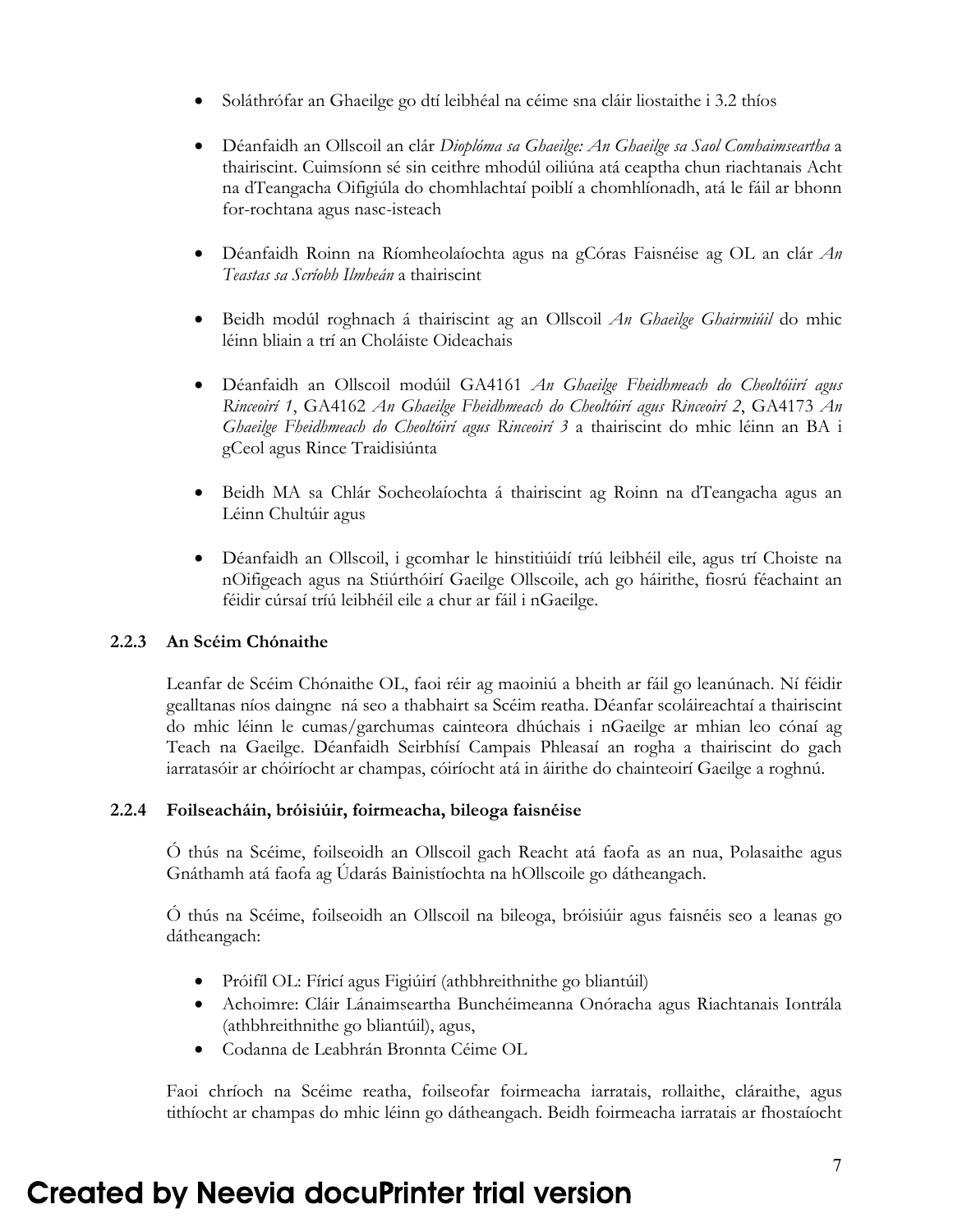- Soláthrófar an Ghaeilge go dtí leibhéal na céime sna cláir liostaithe i 3.2 thíos

- Déanfaidh an Ollscoil an clár *Dioplóma sa Ghaeilge: An Ghaeilge sa Saol Comhaimseartha* a thairiscint. Cuimsíonn sé sin ceithre mhodúl oiliúna atá ceaptha chun riachtanais Acht na dTeangacha Oifigiúla do chomhlachtaí poiblí a chomhlíonadh, atá le fáil ar bhonn for-rochtana agus nasc-isteach

- Déanfaidh Roinn na Ríomheolaíochta agus na gCóras Faisnéise ag OL an clár *An Teastas sa Scríobh Ilmheán* a thairiscint

- Beidh modúl roghnach á thairiscint ag an Ollscoil *An Ghaeilge Ghairmiúil* do mhic léinn bliain a trí an Choláiste Oideachais

- Déanfaidh an Ollscoil modúil GA4161 *An Ghaeilge Fheidhmeach do Cheoltóirí agus Rinceoirí 1*, GA4162 *An Ghaeilge Fheidhmeach do Cheoltóirí agus Rinceoirí 2*, GA4173 *An Ghaeilge Fheidhmeach do Cheoltóirí agus Rinceoirí 3* a thairiscint do mhic léinn an BA i gCeol agus Rince Traidisiúnta

- Beidh MA sa Chlár Socheolaíochta á thairiscint ag Roinn na dTeangacha agus an Léinn Chultúir agus

- Déanfaidh an Ollscoil, i gcomhar le hinstitiúidí tríú leibhéil eile, agus trí Choiste na nOifigeach agus na Stiúrthóirí Gaeilge Ollscoile, ach go háirithe, fiosrú féachaint an féidir cúrsaí tríú leibhéil eile a chur ar fáil i nGaeilge.

### 2.2.3 An Scéim Chónaithe

Leanfar de Scéim Chónaithe OL, faoi réir ag maoiniú a bheith ar fáil go leanúnach. Ní féidir gealltanas níos daingne ná seo a thabhairt sa Scéim reatha. Déanfar scoláireachtaí a thairiscint do mhic léinn le cumas/garchumas cainteora dhúchais i nGaeilge ar mhian leo cónaí ag Teach na Gaeilge. Déanfaidh Seirbhísí Campais Phleasaí an rogha a thairiscint do gach iarratasóir ar chóiríocht ar champas, cóiríocht atá in áirithe do chainteoirí Gaeilge a roghnú.

### 2.2.4 Foilseacháin, bróisiúir, foirmeacha, bileoga faisnéise

Ó thús na Scéime, foilseoidh an Ollscoil gach Reacht atá faofa as an nua, Polasaithe agus Gnáthamh atá faofa ag Údarás Bainistíochta na hOllscoile go dátheangach.

Ó thús na Scéime, foilseoidh an Ollscoil na bileoga, bróisiúir agus faisnéis seo a leanas go dátheangach:

- Próifíl OL: Fíricí agus Figiúirí (athbhreithnithe go bliantúil)
- Achoimre: Cláir Lánaimseartha Bunchéimeanna Onóracha agus Riachtanais Iontrála (athbhreithnithe go bliantúil), agus,
- Codanna de Leabhrán Bronnta Céime OL

Faoi chríoch na Scéime reatha, foilseofar foirmeacha iarratais, rollaithe, cláraithe, agus tithíocht ar champas do mhic léinn go dátheangach. Beidh foirmeacha iarratais ar fhostaíocht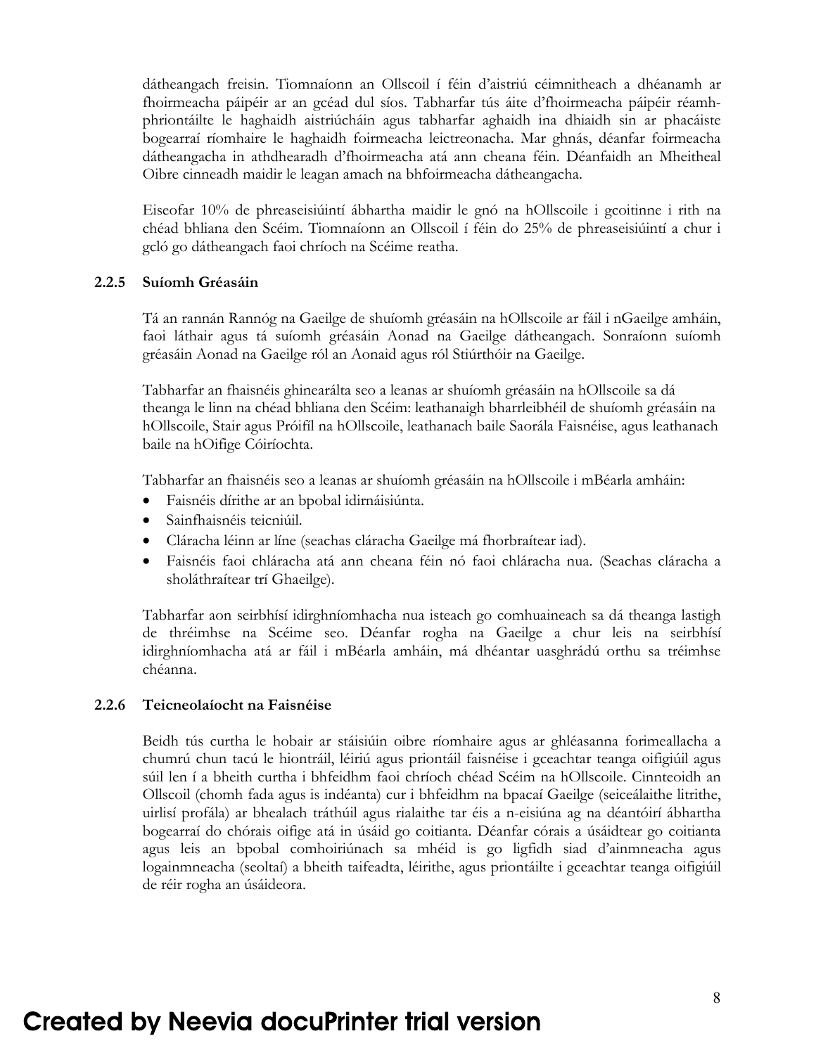dátheangach freisin. Tiomnaíonn an Ollscoil í féin d'aistriú céimnitheach a dhéanamh ar fhoirmeacha páipéir ar an gcéad dul síos. Tabharfar tús áite d'fhoirmeacha páipéir réamh-phriontáilte le haghaidh aistriúcháin agus tabharfar aghaidh ina dhiaidh sin ar phacáiste bogearraí ríomhaire le haghaidh foirmeacha leictreonacha. Mar ghnás, déanfar foirmeacha dátheangacha in athdhearadh d'fhoirmeacha atá ann cheana féin. Déanfaidh an Mheitheal Oibre cinneadh maidir le leagan amach na bhfoirmeacha dátheangacha.

Eiseofar 10% de phreaseisiúintí ábhartha maidir le gnó na hOllscoile i gcoitinne i rith na chéad bhliana den Scéim. Tiomnaíonn an Ollscoil í féin do 25% de phreaseisiúintí a chur i gcló go dátheangach faoi chríoch na Scéime reatha.

### 2.2.5 Suíomh Gréasáin

Tá an rannán Rannóg na Gaeilge de shuíomh gréasáin na hOllscoile ar fáil i nGaeilge amháin, faoi láthair agus tá suíomh gréasáin Aonad na Gaeilge dátheangach. Sonraíonn suíomh gréasáin Aonad na Gaeilge ról an Aonaid agus ról Stiúrthóir na Gaeilge.

Tabharfar an fhaisnéis ghinearálta seo a leanas ar shuíomh gréasáin na hOllscoile sa dá theanga le linn na chéad bhliana den Scéim: leathanaigh bharrleibhéil de shuíomh gréasáin na hOllscoile, Stair agus Próifíl na hOllscoile, leathanach baile Saorála Faisnéise, agus leathanach baile na hOifige Cóiríochta.

Tabharfar an fhaisnéis seo a leanas ar shuíomh gréasáin na hOllscoile i mBéarla amháin:

- Faisnéis dírithe ar an bpobal idirnáisiúnta.
- Sainfhaisnéis teicniúil.
- Cláracha léinn ar líne (seachas cláracha Gaeilge má fhorbraítear iad).
- Faisnéis faoi chláracha atá ann cheana féin nó faoi chláracha nua. (Seachas cláracha a sholáthraítear trí Ghaeilge).

Tabharfar aon seirbhísí idirghníomhacha nua isteach go comhuaineach sa dá theanga lastigh de thréimhse na Scéime seo. Déanfar rogha na Gaeilge a chur leis na seirbhísí idirghníomhacha atá ar fáil i mBéarla amháin, má dhéantar uasghrádú orthu sa tréimhse chéanna.

### 2.2.6 Teicneolaíocht na Faisnéise

Beidh tús curtha le hobair ar stáisiúin oibre ríomhaire agus ar ghléasanna forimeallacha a chumrú chun tacú le hiontráil, léiriú agus priontáil faisnéise i gceachtar teanga oifigiúil agus súil len í a bheith curtha i bhfeidhm faoi chríoch chéad Scéim na hOllscoile. Cinnteoidh an Ollscoil (chomh fada agus is indéanta) cur i bhfeidhm na bpacaí Gaeilge (seiceálaithe litrithe, uirlisí profála) ar bhealach tráthúil agus rialaithe tar éis a n-eisiúna ag na déantóirí ábhartha bogearraí do chórais oifige atá in úsáid go coitianta. Déanfar córais a úsáidtear go coitianta agus leis an bpobal comhoiriúnach sa mhéid is go ligfidh siad d'ainmneacha agus logainmneacha (seoltaí) a bheith taifeadta, léirithe, agus priontáilte i gceachtar teanga oifigiúil de réir rogha an úsáideora.

Created by Neevia docuPrinter trial version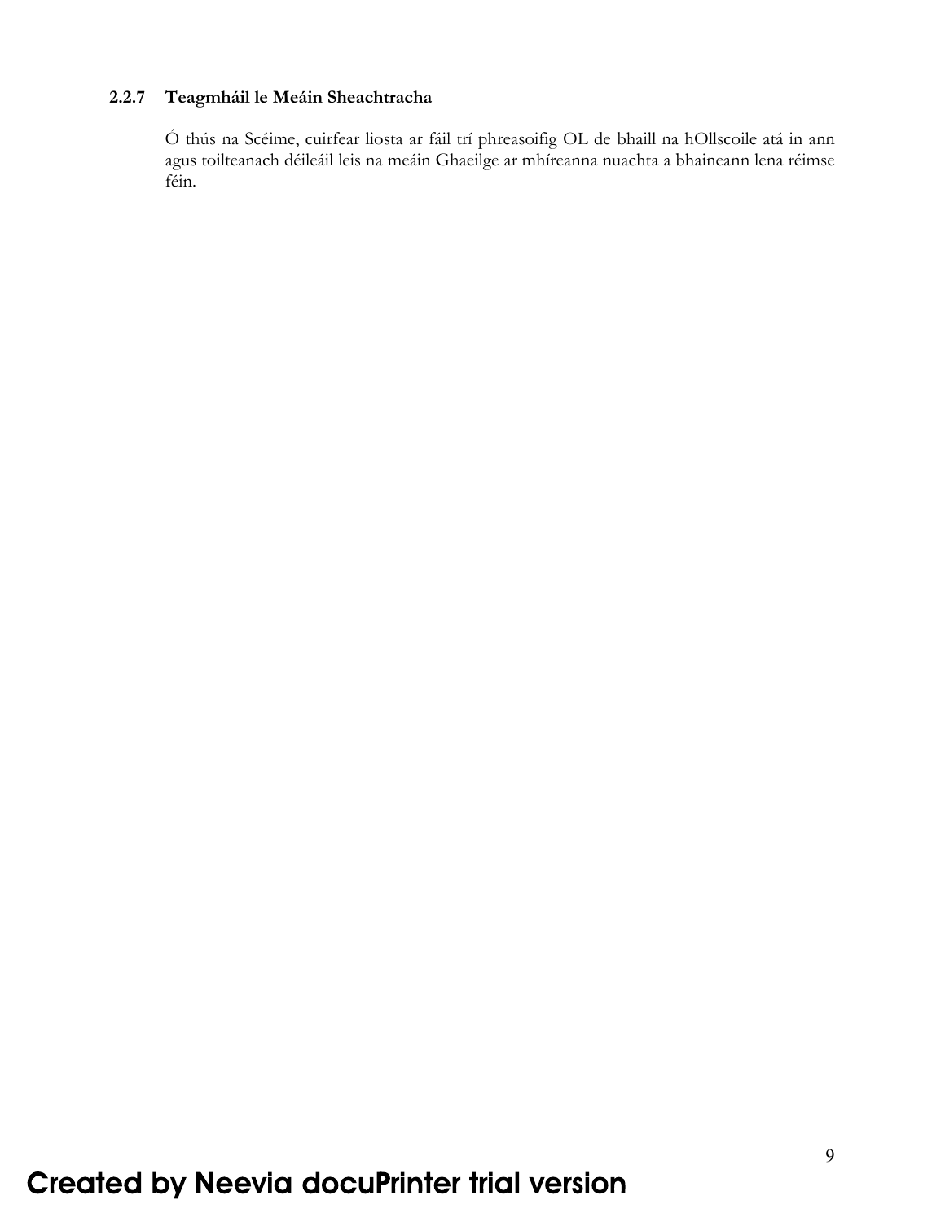### 2.2.7 Teagmháil le Meáin Sheachtracha

Ó thús na Scéime, cuirfear liosta ar fáil trí phreasoifig OL de bhaill na hOllscoile atá in ann agus toilteanach déileáil leis na meáin Ghaeilge ar mhíreanna nuachta a bhaineann lena réimse féin.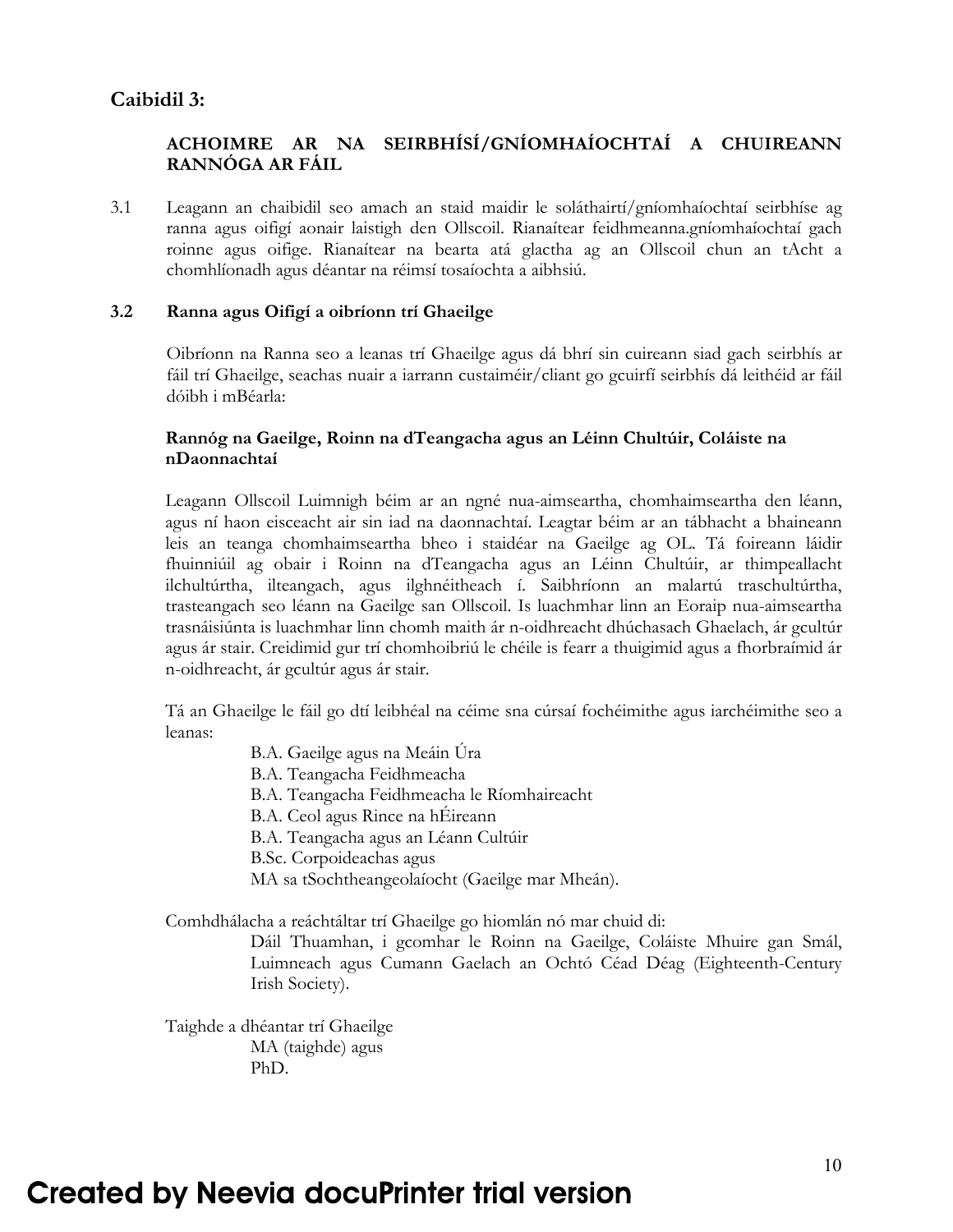## Caibidil 3:

### ACHOIMRE AR NA SEIRBHÍSÍ/GNÍOMHAÍOCHTAÍ A CHUIREANN RANNÓGA AR FÁIL

3.1 Leagann an chaibidil seo amach an staid maidir le soláthairtí/gníomhaíochtaí seirbhíse ag ranna agus oifigí aonair laistigh den Ollscoil. Rianaítear feidhmeanna.gníomhaíochtaí gach roinne agus oifige. Rianaítear na bearta atá glactha ag an Ollscoil chun an tAcht a chomhlíonadh agus déantar na réimsí tosaíochta a aibhsiú.

### 3.2 Ranna agus Oifigí a oibríonn trí Ghaeilge

Oibríonn na Ranna seo a leanas trí Ghaeilge agus dá bhrí sin cuireann siad gach seirbhís ar fáil trí Ghaeilge, seachas nuair a iarrann custaiméir/cliant go gcuirfí seirbhís dá leithéid ar fáil dóibh i mBéarla:

**Rannóg na Gaeilge, Roinn na dTeangacha agus an Léinn Chultúir, Coláiste na nDaonnachtaí**

Leagann Ollscoil Luimnigh béim ar an ngné nua-aimseartha, chomhaimseartha den léann, agus ní haon eisceacht air sin iad na daonnachtaí. Leagtar béim ar an tábhacht a bhaineann leis an teanga chomhaimseartha bheo i staidéar na Gaeilge ag OL. Tá foireann láidir fhuinniúil ag obair i Roinn na dTeangacha agus an Léinn Chultúir, ar thimpeallacht ilchultúrtha, ilteangach, agus ilghnéitheach í. Saibhríonn an malartú traschultúrtha, trasteangach seo léann na Gaeilge san Ollscoil. Is luachmhar linn an Eoraip nua-aimseartha trasnáisiúnta is luachmhar linn chomh maith ár n-oidhreacht dhúchasach Ghaelach, ár gcultúr agus ár stair. Creidimid gur trí chomhoibriú le chéile is fearr a thuigimid agus a fhorbraímid ár n-oidhreacht, ár gcultúr agus ár stair.

Tá an Ghaeilge le fáil go dtí leibhéal na céime sna cúrsaí fochéimithe agus iarchéimithe seo a leanas:

- B.A. Gaeilge agus na Meáin Úra
- B.A. Teangacha Feidhmeacha
- B.A. Teangacha Feidhmeacha le Ríomhaireacht
- B.A. Ceol agus Rince na hÉireann
- B.A. Teangacha agus an Léann Cultúir
- B.Sc. Corpoideachas agus
- MA sa tSochtheangeolaíocht (Gaeilge mar Mheán).

Comhdhálacha a reáchtáltar trí Ghaeilge go hiomlán nó mar chuid di:

Dáil Thuamhan, i gcomhar le Roinn na Gaeilge, Coláiste Mhuire gan Smál, Luimneach agus Cumann Gaelach an Ochtó Céad Déag (Eighteenth-Century Irish Society).

Taighde a dhéantar trí Ghaeilge

- MA (taighde) agus
- PhD.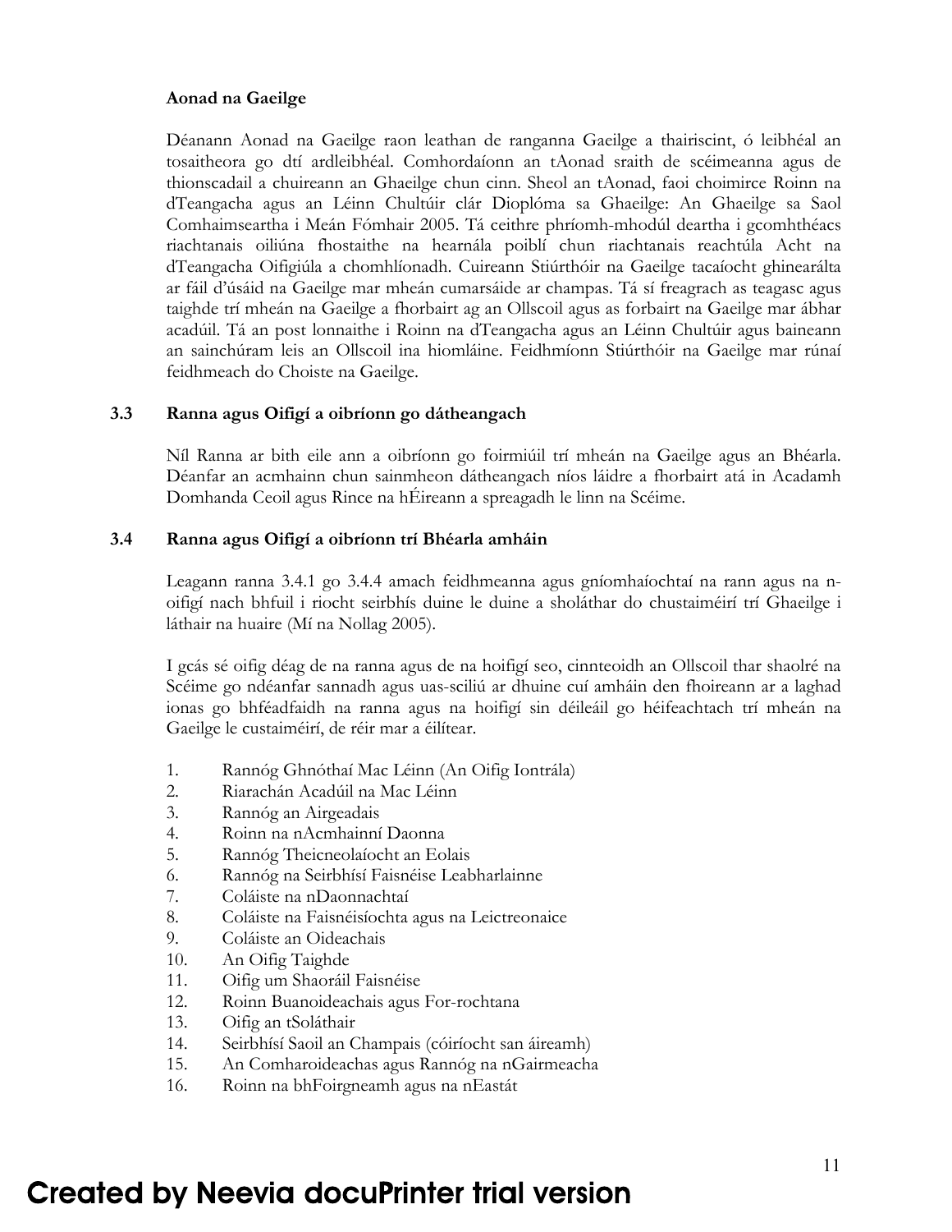**Aonad na Gaeilge**

Déanann Aonad na Gaeilge raon leathan de ranganna Gaeilge a thairiscint, ó leibhéal an tosaitheora go dtí ardleibhéal. Comhordaíonn an tAonad sraith de scéimeanna agus de thionscadail a chuireann an Ghaeilge chun cinn. Sheol an tAonad, faoi choimirce Roinn na dTeangacha agus an Léinn Chultúir clár Dioplóma sa Ghaeilge: An Ghaeilge sa Saol Comhaimseartha i Meán Fómhair 2005. Tá ceithre phríomh-mhodúl deartha i gcomhthéacs riachtanais oiliúna fhostaithe na hearnála poiblí chun riachtanais reachtúla Acht na dTeangacha Oifigiúla a chomhlíonadh. Cuireann Stiúrthóir na Gaeilge tacaíocht ghinearálta ar fáil d'úsáid na Gaeilge mar mheán cumarsáide ar champas. Tá sí freagrach as teagasc agus taighde trí mheán na Gaeilge a fhorbairt ag an Ollscoil agus as forbairt na Gaeilge mar ábhar acadúil. Tá an post lonnaithe i Roinn na dTeangacha agus an Léinn Chultúir agus baineann an sainchúram leis an Ollscoil ina hiomláine. Feidhmíonn Stiúrthóir na Gaeilge mar rúnaí feidhmeach do Choiste na Gaeilge.

### 3.3 Ranna agus Oifigí a oibríonn go dátheangach

Níl Ranna ar bith eile ann a oibríonn go foirmiúil trí mheán na Gaeilge agus an Bhéarla. Déanfar an acmhainn chun sainmheon dátheangach níos láidre a fhorbairt atá in Acadamh Domhanda Ceoil agus Rince na hÉireann a spreagadh le linn na Scéime.

### 3.4 Ranna agus Oifigí a oibríonn trí Bhéarla amháin

Leagann ranna 3.4.1 go 3.4.4 amach feidhmeanna agus gníomhaíochtaí na rann agus na n-oifigí nach bhfuil i riocht seirbhís duine le duine a sholáthar do chustaiméirí trí Ghaeilge i láthair na huaire (Mí na Nollag 2005).

I gcás sé oifig déag de na ranna agus de na hoifigí seo, cinnteoidh an Ollscoil thar shaolré na Scéime go ndéanfar sannadh agus uas-sciliú ar dhuine cuí amháin den fhoireann ar a laghad ionas go bhféadfaidh na ranna agus na hoifigí sin déileáil go héifeachtach trí mheán na Gaeilge le custaiméirí, de réir mar a éilítear.

1. Rannóg Ghnóthaí Mac Léinn (An Oifig Iontrála)
2. Riarachán Acadúil na Mac Léinn
3. Rannóg an Airgeadais
4. Roinn na nAcmhainní Daonna
5. Rannóg Theicneolaíocht an Eolais
6. Rannóg na Seirbhísí Faisnéise Leabharlainne
7. Coláiste na nDaonnachtaí
8. Coláiste na Faisnéisíochta agus na Leictreonaice
9. Coláiste an Oideachais
10. An Oifig Taighde
11. Oifig um Shaoráil Faisnéise
12. Roinn Buanoideachais agus For-rochtana
13. Oifig an tSoláthair
14. Seirbhísí Saoil an Champais (cóiríocht san áireamh)
15. An Comharoideachas agus Rannóg na nGairmeacha
16. Roinn na bhFoirgneamh agus na nEastát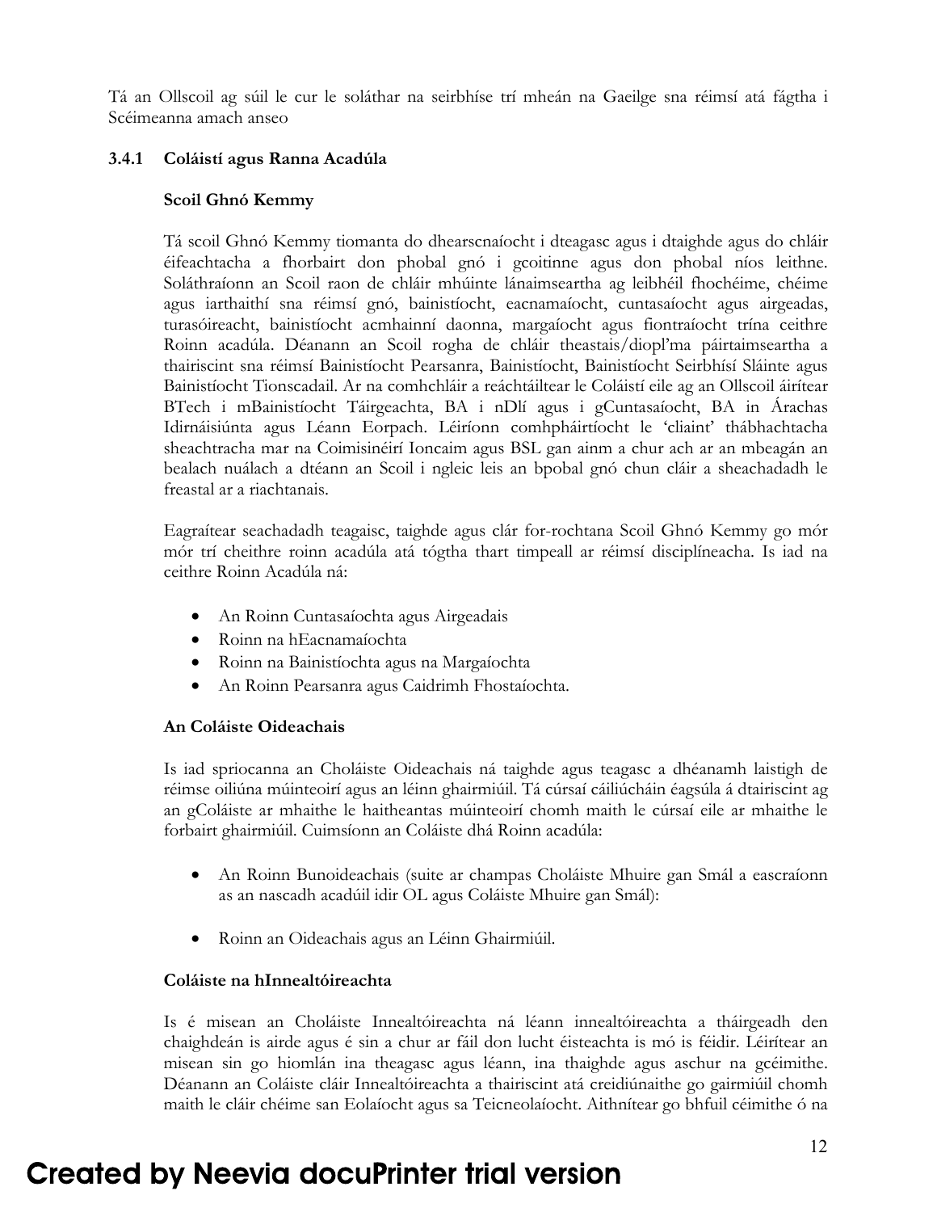Tá an Ollscoil ag súil le cur le soláthar na seirbhíse trí mheán na Gaeilge sna réimsí atá fágtha i Scéimeanna amach anseo

### 3.4.1 Coláistí agus Ranna Acadúla

**Scoil Ghnó Kemmy**

Tá scoil Ghnó Kemmy tiomanta do dhearscnaíocht i dteagasc agus i dtaighde agus do chláir éifeachtacha a fhorbairt don phobal gnó i gcoitinne agus don phobal níos leithne. Soláthraíonn an Scoil raon de chláir mhúinte lánaimseartha ag leibhéil fhochéime, chéime agus iarthaithí sna réimsí gnó, bainistíocht, eacnamaíocht, cuntasaíocht agus airgeadas, turasóireacht, bainistíocht acmhainní daonna, margaíocht agus fiontraíocht trína ceithre Roinn acadúla. Déanann an Scoil rogha de chláir theastais/diopl'ma páirtaimseartha a thairiscint sna réimsí Bainistíocht Pearsanra, Bainistíocht, Bainistíocht Seirbhísí Sláinte agus Bainistíocht Tionscadail. Ar na comhchláir a reáchtáiltear le Coláistí eile ag an Ollscoil áirítear BTech i mBainistíocht Táirgeachta, BA i nDlí agus i gCuntasaíocht, BA in Árachas Idirnáisiúnta agus Léann Eorpach. Léiríonn comhpháirtíocht le 'cliaint' thábhachtacha sheachtracha mar na Coimisinéirí Ioncaim agus BSL gan ainm a chur ach ar an mbeagán an bealach nuálach a dtéann an Scoil i ngleic leis an bpobal gnó chun cláir a sheachadadh le freastal ar a riachtanais.

Eagraítear seachadadh teagaisc, taighde agus clár for-rochtana Scoil Ghnó Kemmy go mór mór trí cheithre roinn acadúla atá tógtha thart timpeall ar réimsí disciplíneacha. Is iad na ceithre Roinn Acadúla ná:

- An Roinn Cuntasaíochta agus Airgeadais
- Roinn na hEacnamaíochta
- Roinn na Bainistíochta agus na Margaíochta
- An Roinn Pearsanra agus Caidrimh Fhostaíochta.

**An Coláiste Oideachais**

Is iad spriocanna an Choláiste Oideachais ná taighde agus teagasc a dhéanamh laistigh de réimse oiliúna múinteoirí agus an léinn ghairmiúil. Tá cúrsaí cáiliúcháin éagsúla á dtairiscint ag an gColáiste ar mhaithe le haitheantas múinteoirí chomh maith le cúrsaí eile ar mhaithe le forbairt ghairmiúil. Cuimsíonn an Coláiste dhá Roinn acadúla:

- An Roinn Bunoideachais (suite ar champas Choláiste Mhuire gan Smál a eascraíonn as an nascadh acadúil idir OL agus Coláiste Mhuire gan Smál):
- Roinn an Oideachais agus an Léinn Ghairmiúil.

**Coláiste na hInnealtóireachta**

Is é misean an Choláiste Innealtóireachta ná léann innealtóireachta a tháirgeadh den chaighdeán is airde agus é sin a chur ar fáil don lucht éisteachta is mó is féidir. Léirítear an misean sin go hiomlán ina theagasc agus léann, ina thaighde agus aschur na gcéimithe. Déanann an Coláiste cláir Innealtóireachta a thairiscint atá creidiúnaithe go gairmiúil chomh maith le cláir chéime san Eolaíocht agus sa Teicneolaíocht. Aithnítear go bhfuil céimithe ó na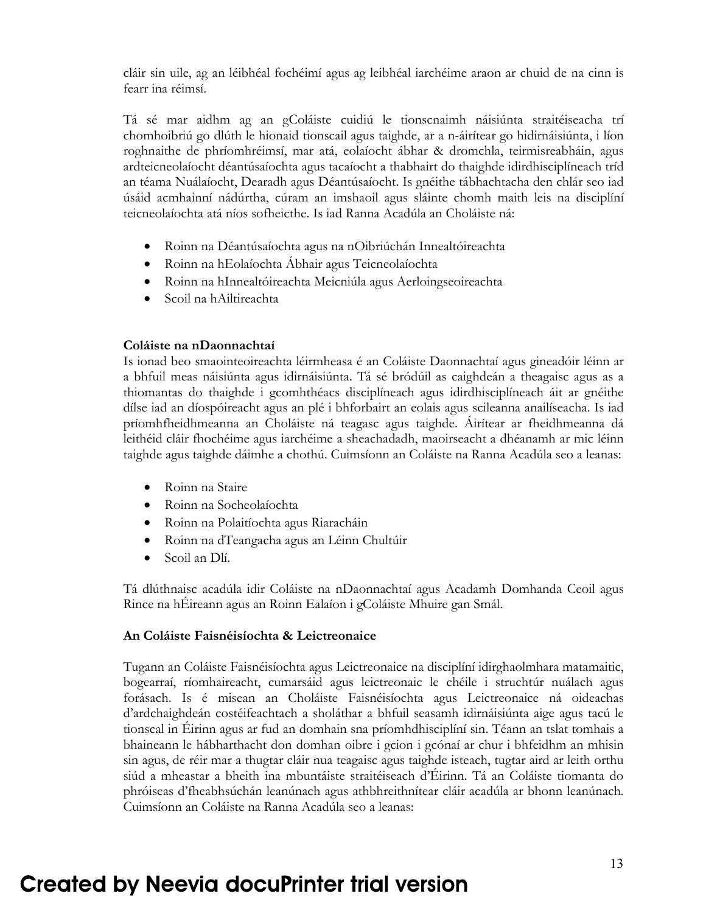cláir sin uile, ag an léibhéal fochéimí agus ag leibhéal iarchéime araon ar chuid de na cinn is fearr ina réimsí.

Tá sé mar aidhm ag an gColáiste cuidiú le tionscnaimh náisiúnta straitéiseacha trí chomhoibriú go dlúth le hionaid tionscail agus taighde, ar a n-áirítear go hidirnáisiúnta, i líon roghnaithe de phríomhréimsí, mar atá, eolaíocht ábhar & dromchla, teirmisreabháin, agus ardteicneolaíocht déantúsaíochta agus tacaíocht a thabhairt do thaighde idirdhisciplíneach tríd an téama Nuálaíocht, Dearadh agus Déantúsaíocht. Is gnéithe tábhachtacha den chlár seo iad úsáid acmhainní nádúrtha, cúram an imshaoil agus sláinte chomh maith leis na disciplíní teicneolaíochta atá níos sofheicthe. Is iad Ranna Acadúla an Choláiste ná:

- Roinn na Déantúsaíochta agus na nOibriúchán Innealtóireachta
- Roinn na hEolaíochta Ábhair agus Teicneolaíochta
- Roinn na hInnealtóireachta Meicniúla agus Aerloingseoireachta
- Scoil na hAiltireachta

**Coláiste na nDaonnachtaí**

Is ionad beo smaointeoireachta léirmheasa é an Coláiste Daonnachtaí agus gineadóir léinn ar a bhfuil meas náisiúnta agus idirnáisiúnta. Tá sé bródúil as caighdeán a theagaisc agus as a thiomantas do thaighde i gcomhthéacs disciplíneach agus idirdhisciplíneach áit ar gnéithe dílse iad an díospóireacht agus an plé i bhforbairt an eolais agus scileanna anailíseacha. Is iad príomhfheidhmeanna an Choláiste ná teagasc agus taighde. Áirítear ar fheidhmeanna dá leithéid cláir fhochéime agus iarchéime a sheachadadh, maoirseacht a dhéanamh ar mic léinn taighde agus taighde dáimhe a chothú. Cuimsíonn an Coláiste na Ranna Acadúla seo a leanas:

- Roinn na Staire
- Roinn na Socheolaíochta
- Roinn na Polaitíochta agus Riaracháin
- Roinn na dTeangacha agus an Léinn Chultúir
- Scoil an Dlí.

Tá dlúthnaisc acadúla idir Coláiste na nDaonnachtaí agus Acadamh Domhanda Ceoil agus Rince na hÉireann agus an Roinn Ealaíon i gColáiste Mhuire gan Smál.

**An Coláiste Faisnéisíochta & Leictreonaice**

Tugann an Coláiste Faisnéisíochta agus Leictreonaice na disciplíní idirghaolmhara matamaitic, bogearraí, ríomhaireacht, cumarsáid agus leictreonaic le chéile i struchtúr nuálach agus forásach. Is é misean an Choláiste Faisnéisíochta agus Leictreonaice ná oideachas d'ardchaighdeán costéifeachtach a sholáthar a bhfuil seasamh idirnáisiúnta aige agus tacú le tionscal in Éirinn agus ar fud an domhain sna príomhdhisciplíní sin. Téann an tslat tomhais a bhaineann le hábharthacht don domhan oibre i gcion i gcónaí ar chur i bhfeidhm an mhisin sin agus, de réir mar a thugtar cláir nua teagaisc agus taighde isteach, tugtar aird ar leith orthu siúd a mheastar a bheith ina mbuntáiste straitéiseach d'Éirinn. Tá an Coláiste tiomanta do phróiseas d'fheabhsúchán leanúnach agus athbhreithnítear cláir acadúla ar bhonn leanúnach. Cuimsíonn an Coláiste na Ranna Acadúla seo a leanas: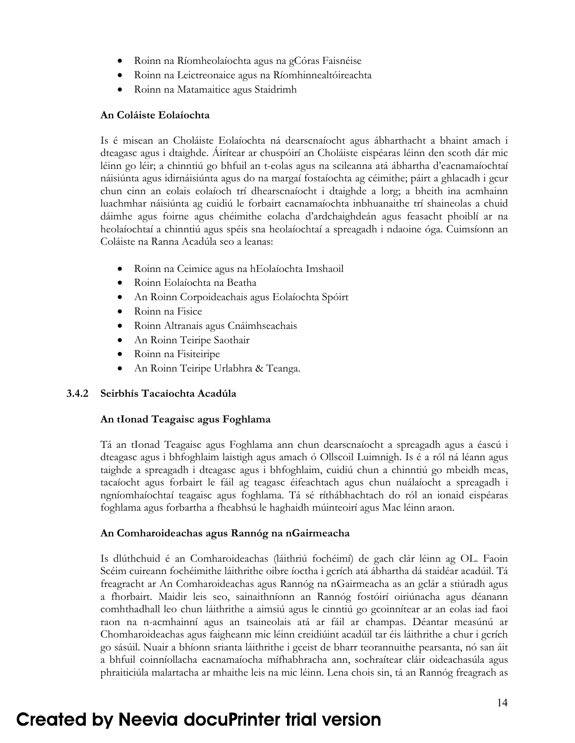- Roinn na Ríomheolaíochta agus na gCóras Faisnéise
- Roinn na Leictreonaice agus na Ríomhinnealtóireachta
- Roinn na Matamaitice agus Staidrimh

**An Coláiste Eolaíochta**

Is é misean an Choláiste Eolaíochta ná dearscnaíocht agus ábharthacht a bhaint amach i dteagasc agus i dtaighde. Áirítear ar chuspóirí an Choláiste eispéaras léinn den scoth dár mic léinn go léir; a chinntiú go bhfuil an t-eolas agus na scileanna atá ábhartha d'eacnamaíochtaí náisiúnta agus idirnáisiúnta agus do na margaí fostaíochta ag céimithe; páirt a ghlacadh i gcur chun cinn an eolais eolaíoch trí dhearscnaíocht i dtaighde a lorg; a bheith ina acmhainn luachmhar náisiúnta ag cuidiú le forbairt eacnamaíochta inbhuanaithe trí shaineolas a chuid dáimhe agus foirne agus chéimithe eolacha d'ardchaighdeán agus feasacht phoiblí ar na heolaíochtaí a chinntiú agus spéis sna heolaíochtaí a spreagadh i ndaoine óga. Cuimsíonn an Coláiste na Ranna Acadúla seo a leanas:

- Roinn na Ceimice agus na hEolaíochta Imshaoil
- Roinn Eolaíochta na Beatha
- An Roinn Corpoideachais agus Eolaíochta Spóirt
- Roinn na Fisice
- Roinn Altranais agus Cnáimhseachais
- An Roinn Teiripe Saothair
- Roinn na Fisiteiripe
- An Roinn Teiripe Urlabhra & Teanga.

### 3.4.2 Seirbhís Tacaíochta Acadúla

**An tIonad Teagaisc agus Foghlama**

Tá an tIonad Teagaisc agus Foghlama ann chun dearscnaíocht a spreagadh agus a éascú i dteagasc agus i bhfoghlaim laistigh agus amach ó Ollscoil Luimnigh. Is é a ról ná léann agus taighde a spreagadh i dteagasc agus i bhfoghlaim, cuidiú chun a chinntiú go mbeidh meas, tacaíocht agus forbairt le fáil ag teagasc éifeachtach agus chun nuálaíocht a spreagadh i ngníomhaíochtaí teagaisc agus foghlama. Tá sé ríthábhachtach do ról an ionaid eispéaras foghlama agus forbartha a fheabhsú le haghaidh múinteoirí agus Mac léinn araon.

**An Comharoideachas agus Rannóg na nGairmeacha**

Is dlúthchuid é an Comharoideachas (láithriú fochéimí) de gach clár léinn ag OL. Faoin Scéim cuireann fochéimithe láithrithe oibre íoctha i gcrích atá ábhartha dá staidéar acadúil. Tá freagracht ar An Comharoideachas agus Rannóg na nGairmeacha as an gclár a stiúradh agus a fhorbairt. Maidir leis seo, sainaithníonn an Rannóg fostóirí oiriúnacha agus déanann comhthadhall leo chun láithrithe a aimsiú agus le cinntiú go gcoinnítear ar an eolas iad faoi raon na n-acmhainní agus an tsaineolais atá ar fáil ar champas. Déantar measúnú ar Chomharoideachas agus faigheann mic léinn creidiúint acadúil tar éis láithrithe a chur i gcrích go sásúil. Nuair a bhíonn srianta láithrithe i gceist de bharr teorannuithe pearsanta, nó san áit a bhfuil coinníollacha eacnamaíocha mífhabhracha ann, sochraítear cláir oideachasúla agus phraiticiúla malartacha ar mhaithe leis na mic léinn. Lena chois sin, tá an Rannóg freagrach as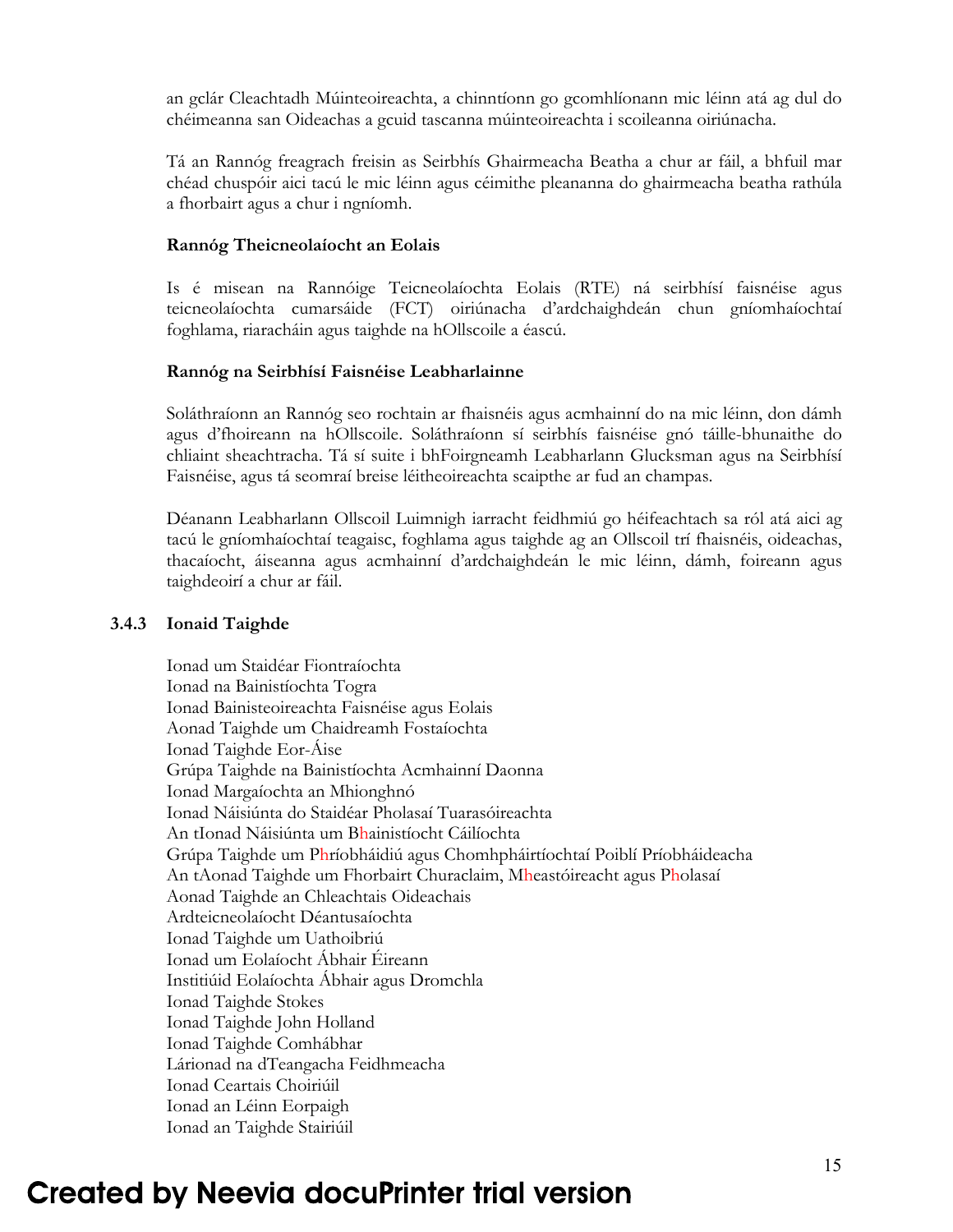an gclár Cleachtadh Múinteoireachta, a chinntíonn go gcomhlíonann mic léinn atá ag dul do chéimeanna san Oideachas a gcuid tascanna múinteoireachta i scoileanna oiriúnacha.

Tá an Rannóg freagrach freisin as Seirbhís Ghairmeacha Beatha a chur ar fáil, a bhfuil mar chéad chuspóir aici tacú le mic léinn agus céimithe pleananna do ghairmeacha beatha rathúla a fhorbairt agus a chur i ngníomh.

**Rannóg Theicneolaíocht an Eolais**

Is é misean na Rannóige Teicneolaíochta Eolais (RTE) ná seirbhísí faisnéise agus teicneolaíochta cumarsáide (FCT) oiriúnacha d'ardchaighdeán chun gníomhaíochtaí foghlama, riaracháin agus taighde na hOllscoile a éascú.

**Rannóg na Seirbhísí Faisnéise Leabharlainne**

Soláthraíonn an Rannóg seo rochtain ar fhaisnéis agus acmhainní do na mic léinn, don dámh agus d'fhoireann na hOllscoile. Soláthraíonn sí seirbhís faisnéise gnó táille-bhunaithe do chliaint sheachtracha. Tá sí suite i bhFoirgneamh Leabharlann Glucksman agus na Seirbhísí Faisnéise, agus tá seomraí breise léitheoireachta scaipthe ar fud an champas.

Déanann Leabharlann Ollscoil Luimnigh iarracht feidhmiú go héifeachtach sa ról atá aici ag tacú le gníomhaíochtaí teagaisc, foghlama agus taighde ag an Ollscoil trí fhaisnéis, oideachas, thacaíocht, áiseanna agus acmhainní d'ardchaighdeán le mic léinn, dámh, foireann agus taighdeoirí a chur ar fáil.

### 3.4.3 Ionaid Taighde

Ionad um Staidéar Fiontraíochta
Ionad na Bainistíochta Togra
Ionad Bainisteoireachta Faisnéise agus Eolais
Aonad Taighde um Chaidreamh Fostaíochta
Ionad Taighde Eor-Áise
Grúpa Taighde na Bainistíochta Acmhainní Daonna
Ionad Margaíochta an Mhionghnó
Ionad Náisiúnta do Staidéar Pholasaí Tuarasóireachta
An tIonad Náisiúnta um Bhainistíocht Cáilíochta
Grúpa Taighde um Phríobháidiú agus Chomhpháirtíochtaí Poiblí Príobháideacha
An tAonad Taighde um Fhorbairt Churaclaim, Mheastóireacht agus Pholasaí
Aonad Taighde an Chleachtais Oideachais
Ardteicneolaíocht Déantusaíochta
Ionad Taighde um Uathoibriú
Ionad um Eolaíocht Ábhair Éireann
Institiúid Eolaíochta Ábhair agus Dromchla
Ionad Taighde Stokes
Ionad Taighde John Holland
Ionad Taighde Comhábhar
Lárionad na dTeangacha Feidhmeacha
Ionad Ceartais Choiriúil
Ionad an Léinn Eorpaigh
Ionad an Taighde Stairiúil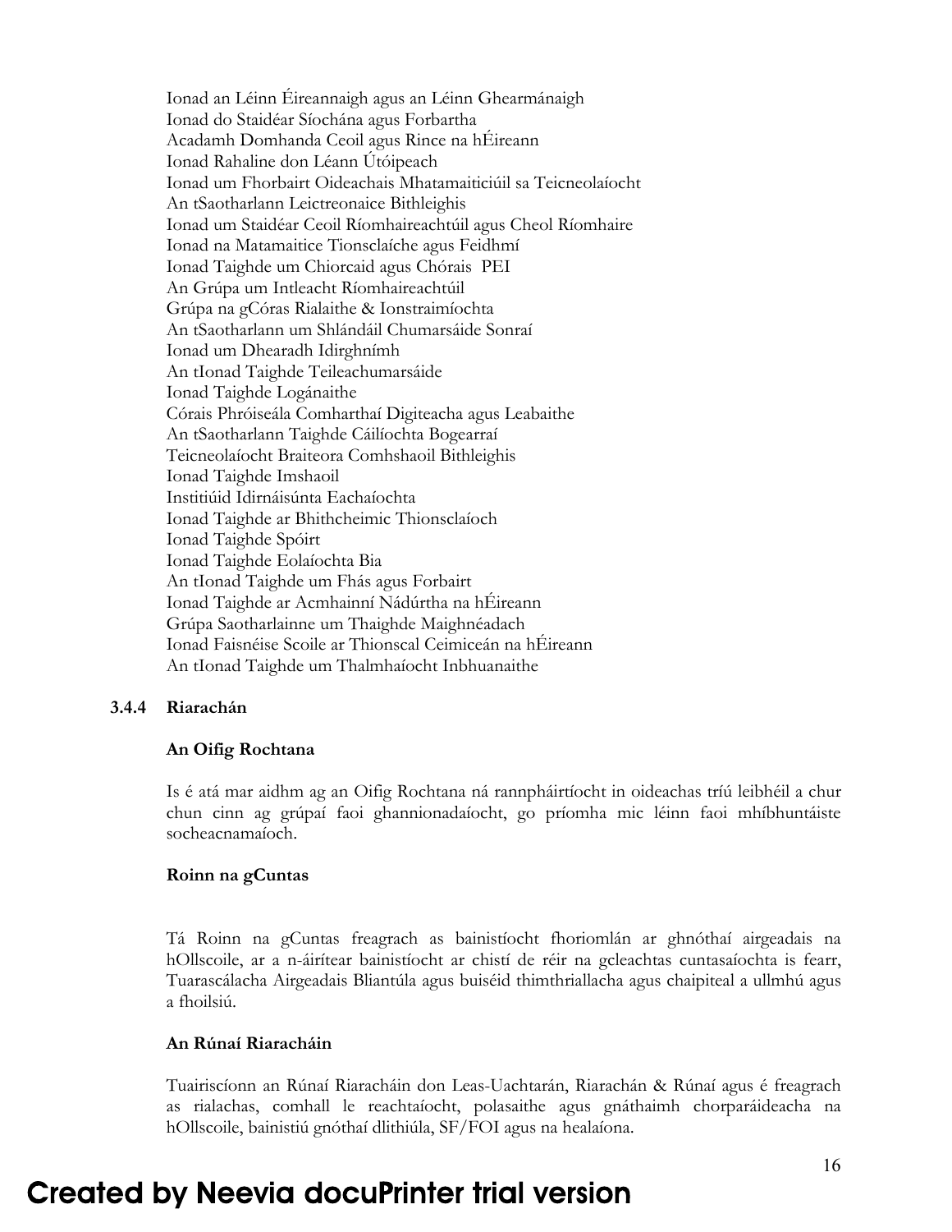Ionad an Léinn Éireannaigh agus an Léinn Ghearmánaigh
Ionad do Staidéar Síochána agus Forbartha
Acadamh Domhanda Ceoil agus Rince na hÉireann
Ionad Rahaline don Léann Útóipeach
Ionad um Fhorbairt Oideachais Mhatamaiticiúil sa Teicneolaíocht
An tSaotharlann Leictreonaice Bithleighis
Ionad um Staidéar Ceoil Ríomhaireachtúil agus Cheol Ríomhaire
Ionad na Matamaitice Tionsclaíche agus Feidhmí
Ionad Taighde um Chiorcaid agus Chórais PEI
An Grúpa um Intleacht Ríomhaireachtúil
Grúpa na gCóras Rialaithe & Ionstraimíochta
An tSaotharlann um Shlándáil Chumarsáide Sonraí
Ionad um Dhearadh Idirghnímh
An tIonad Taighde Teileachumarsáide
Ionad Taighde Logánaithe
Córais Phróiseála Comharthaí Digiteacha agus Leabaithe
An tSaotharlann Taighde Cáilíochta Bogearraí
Teicneolaíocht Braiteora Comhshaoil Bithleighis
Ionad Taighde Imshaoil
Institiúid Idirnáisúnta Eachaíochta
Ionad Taighde ar Bhithcheimic Thionsclaíoch
Ionad Taighde Spóirt
Ionad Taighde Eolaíochta Bia
An tIonad Taighde um Fhás agus Forbairt
Ionad Taighde ar Acmhainní Nádúrtha na hÉireann
Grúpa Saotharlainne um Thaighde Maighnéadach
Ionad Faisnéise Scoile ar Thionscal Ceimiceán na hÉireann
An tIonad Taighde um Thalmhaíocht Inbhuanaithe

### 3.4.4 Riarachán

**An Oifig Rochtana**

Is é atá mar aidhm ag an Oifig Rochtana ná rannpháirtíocht in oideachas tríú leibhéil a chur chun cinn ag grúpaí faoi ghannionadaíocht, go príomha mic léinn faoi mhíbhuntáiste socheacnamaíoch.

**Roinn na gCuntas**

Tá Roinn na gCuntas freagrach as bainistíocht fhoriomlán ar ghnóthaí airgeadais na hOllscoile, ar a n-áirítear bainistíocht ar chistí de réir na gcleachtas cuntasaíochta is fearr, Tuarascálacha Airgeadais Bliantúla agus buiséid thimthriallacha agus chaipiteal a ullmhú agus a fhoilsiú.

**An Rúnaí Riaracháin**

Tuairiscíonn an Rúnaí Riaracháin don Leas-Uachtarán, Riarachán & Rúnaí agus é freagrach as rialachas, comhall le reachtaíocht, polasaithe agus gnáthaimh chorparáideacha na hOllscoile, bainistiú gnóthaí dlithiúla, SF/FOI agus na healaíona.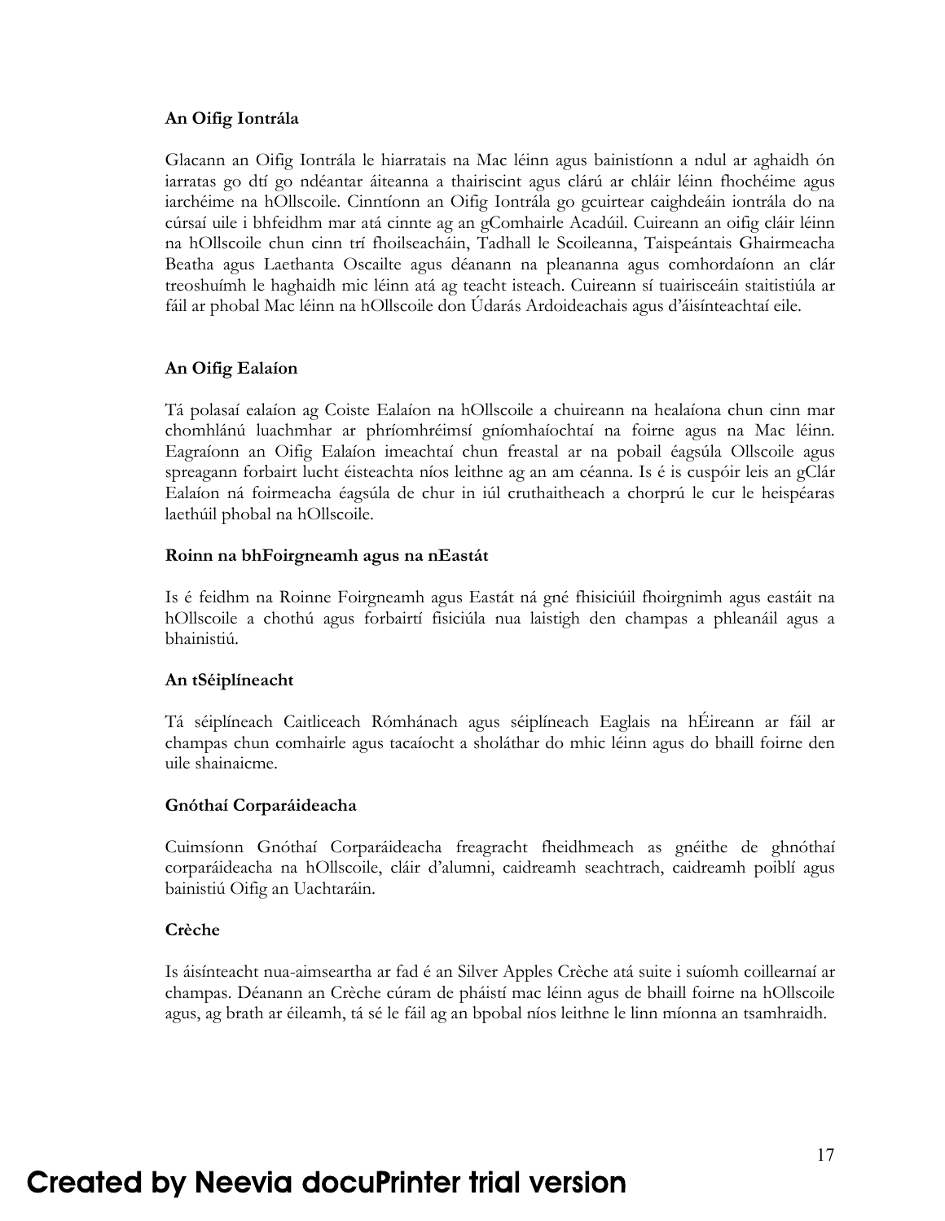**An Oifig Iontrála**

Glacann an Oifig Iontrála le hiarratais na Mac léinn agus bainistíonn a ndul ar aghaidh ón iarratas go dtí go ndéantar áiteanna a thairiscint agus clárú ar chláir léinn fhochéime agus iarchéime na hOllscoile. Cinntíonn an Oifig Iontrála go gcuirtear caighdeáin iontrála do na cúrsaí uile i bhfeidhm mar atá cinnte ag an gComhairle Acadúil. Cuireann an oifig cláir léinn na hOllscoile chun cinn trí fhoilseacháin, Tadhall le Scoileanna, Taispeántais Ghairmeacha Beatha agus Laethanta Oscailte agus déanann na pleananna agus comhordaíonn an clár treoshuímh le haghaidh mic léinn atá ag teacht isteach. Cuireann sí tuairisceáin staitistiúla ar fáil ar phobal Mac léinn na hOllscoile don Údarás Ardoideachais agus d'áisínteachtaí eile.

**An Oifig Ealaíon**

Tá polasaí ealaíon ag Coiste Ealaíon na hOllscoile a chuireann na healaíona chun cinn mar chomhlánú luachmhar ar phríomhréimsí gníomhaíochtaí na foirne agus na Mac léinn. Eagraíonn an Oifig Ealaíon imeachtaí chun freastal ar na pobail éagsúla Ollscoile agus spreagann forbairt lucht éisteachta níos leithne ag an am céanna. Is é is cuspóir leis an gClár Ealaíon ná foirmeacha éagsúla de chur in iúl cruthaitheach a chorprú le cur le heispéaras laethúil phobal na hOllscoile.

**Roinn na bhFoirgneamh agus na nEastát**

Is é feidhm na Roinne Foirgneamh agus Eastát ná gné fhisiciúil fhoirgnimh agus eastáit na hOllscoile a chothú agus forbairtí fisiciúla nua laistigh den champas a phleanáil agus a bhainistiú.

**An tSéiplíneacht**

Tá séiplíneach Caitliceach Rómhánach agus séiplíneach Eaglais na hÉireann ar fáil ar champas chun comhairle agus tacaíocht a sholáthar do mhic léinn agus do bhaill foirne den uile shainaicme.

**Gnóthaí Corparáideacha**

Cuimsíonn Gnóthaí Corparáideacha freagracht fheidhmeach as gnéithe de ghnóthaí corparáideacha na hOllscoile, cláir d'alumni, caidreamh seachtrach, caidreamh poiblí agus bainistiú Oifig an Uachtaráin.

**Crèche**

Is áisínteacht nua-aimseartha ar fad é an Silver Apples Crèche atá suite i suíomh coillearnaí ar champas. Déanann an Crèche cúram de pháistí mac léinn agus de bhaill foirne na hOllscoile agus, ag brath ar éileamh, tá sé le fáil ag an bpobal níos leithne le linn míonna an tsamhraidh.

Created by Neevia docuPrinter trial version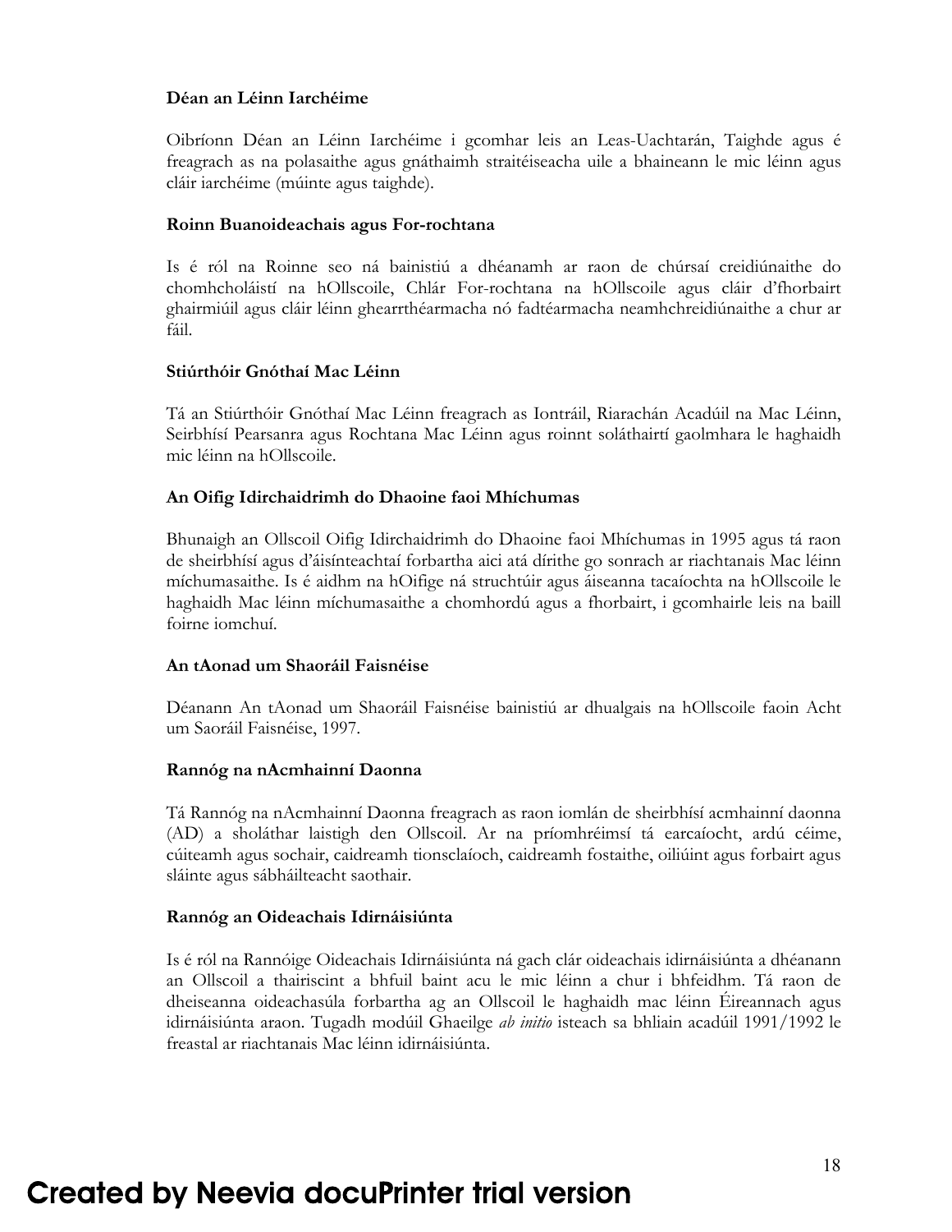**Déan an Léinn Iarchéime**

Oibríonn Déan an Léinn Iarchéime i gcomhar leis an Leas-Uachtarán, Taighde agus é freagrach as na polasaithe agus gnáthaimh straitéiseacha uile a bhaineann le mic léinn agus cláir iarchéime (múinte agus taighde).

**Roinn Buanoideachais agus For-rochtana**

Is é ról na Roinne seo ná bainistiú a dhéanamh ar raon de chúrsaí creidiúnaithe do chomhcholáistí na hOllscoile, Chlár For-rochtana na hOllscoile agus cláir d'fhorbairt ghairmiúil agus cláir léinn ghearrthéarmacha nó fadtéarmacha neamhchreidiúnaithe a chur ar fáil.

**Stiúrthóir Gnóthaí Mac Léinn**

Tá an Stiúrthóir Gnóthaí Mac Léinn freagrach as Iontráil, Riarachán Acadúil na Mac Léinn, Seirbhísí Pearsanra agus Rochtana Mac Léinn agus roinnt soláthairtí gaolmhara le haghaidh mic léinn na hOllscoile.

**An Oifig Idirchaidrimh do Dhaoine faoi Mhíchumas**

Bhunaigh an Ollscoil Oifig Idirchaidrimh do Dhaoine faoi Mhíchumas in 1995 agus tá raon de sheirbhísí agus d'áisínteachtaí forbartha aici atá dírithe go sonrach ar riachtanais Mac léinn míchumasaithe. Is é aidhm na hOifige ná struchtúir agus áiseanna tacaíochta na hOllscoile le haghaidh Mac léinn míchumasaithe a chomhordú agus a fhorbairt, i gcomhairle leis na baill foirne iomchuí.

**An tAonad um Shaoráil Faisnéise**

Déanann An tAonad um Shaoráil Faisnéise bainistiú ar dhualgais na hOllscoile faoin Acht um Saoráil Faisnéise, 1997.

**Rannóg na nAcmhainní Daonna**

Tá Rannóg na nAcmhainní Daonna freagrach as raon iomlán de sheirbhísí acmhainní daonna (AD) a sholáthar laistigh den Ollscoil. Ar na príomhréimsí tá earcaíocht, ardú céime, cúiteamh agus sochair, caidreamh tionsclaíoch, caidreamh fostaithe, oiliúint agus forbairt agus sláinte agus sábháilteacht saothair.

**Rannóg an Oideachais Idirnáisiúnta**

Is é ról na Rannóige Oideachais Idirnáisiúnta ná gach clár oideachais idirnáisiúnta a dhéanann an Ollscoil a thairiscint a bhfuil baint acu le mic léinn a chur i bhfeidhm. Tá raon de dheiseanna oideachasúla forbartha ag an Ollscoil le haghaidh mac léinn Éireannach agus idirnáisiúnta araon. Tugadh modúil Ghaeilge *ab initio* isteach sa bhliain acadúil 1991/1992 le freastal ar riachtanais Mac léinn idirnáisiúnta.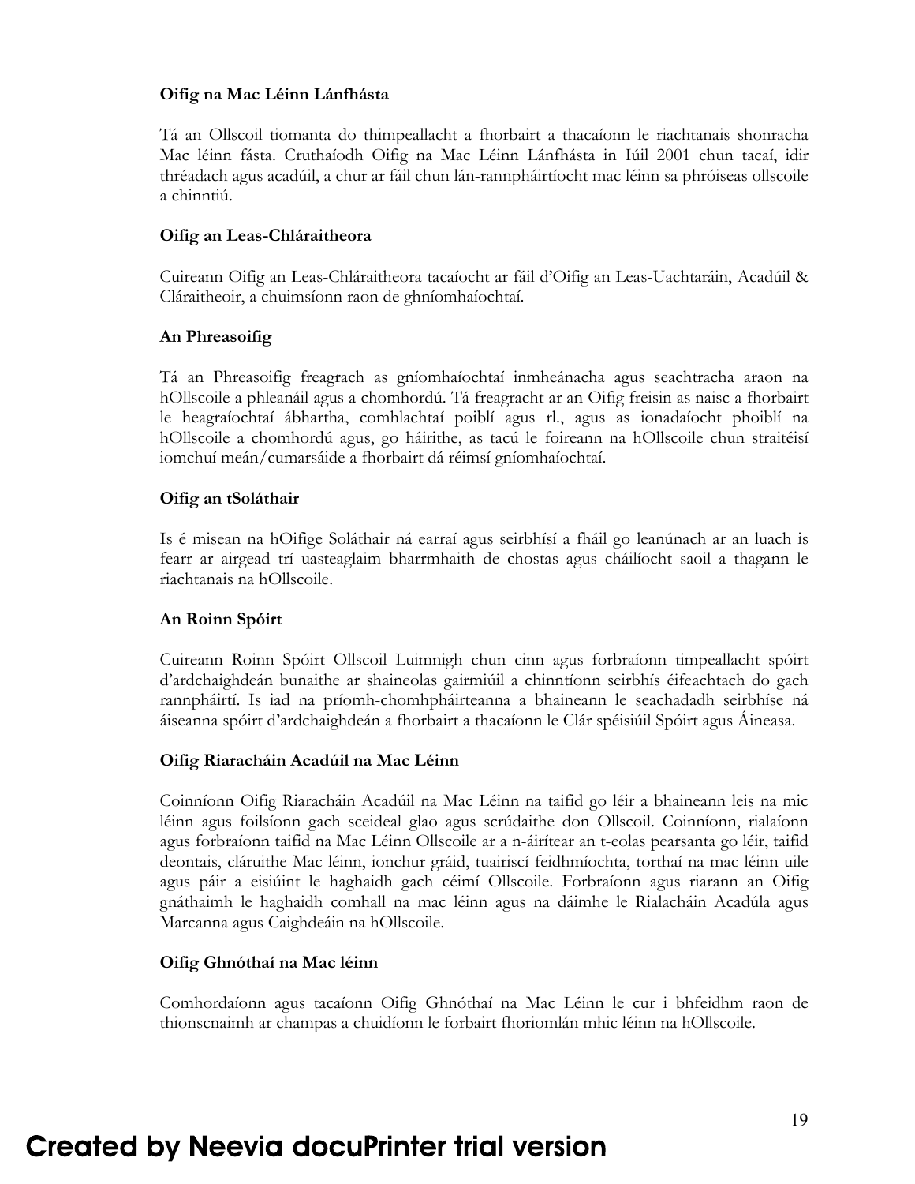**Oifig na Mac Léinn Lánfhásta**

Tá an Ollscoil tiomanta do thimpeallacht a fhorbairt a thacaíonn le riachtanais shonracha Mac léinn fásta. Cruthaíodh Oifig na Mac Léinn Lánfhásta in Iúil 2001 chun tacaí, idir thréadach agus acadúil, a chur ar fáil chun lán-rannpháirtíocht mac léinn sa phróiseas ollscoile a chinntiú.

**Oifig an Leas-Chláraitheora**

Cuireann Oifig an Leas-Chláraitheora tacaíocht ar fáil d'Oifig an Leas-Uachtaráin, Acadúil & Cláraitheoir, a chuimsíonn raon de ghníomhaíochtaí.

**An Phreasoifig**

Tá an Phreasoifig freagrach as gníomhaíochtaí inmheánacha agus seachtracha araon na hOllscoile a phleanáil agus a chomhordú. Tá freagracht ar an Oifig freisin as naisc a fhorbairt le heagraíochtaí ábhartha, comhlachtaí poiblí agus rl., agus as ionadaíocht phoiblí na hOllscoile a chomhordú agus, go háirithe, as tacú le foireann na hOllscoile chun straitéisí iomchuí meán/cumarsáide a fhorbairt dá réimsí gníomhaíochtaí.

**Oifig an tSoláthair**

Is é misean na hOifige Soláthair ná earraí agus seirbhísí a fháil go leanúnach ar an luach is fearr ar airgead trí uasteaglaim bharrmhaith de chostas agus cháilíocht saoil a thagann le riachtanais na hOllscoile.

**An Roinn Spóirt**

Cuireann Roinn Spóirt Ollscoil Luimnigh chun cinn agus forbraíonn timpeallacht spóirt d'ardchaighdeán bunaithe ar shaineolas gairmiúil a chinntíonn seirbhís éifeachtach do gach rannpháirtí. Is iad na príomh-chomhpháirteanna a bhaineann le seachadadh seirbhíse ná áiseanna spóirt d'ardchaighdeán a fhorbairt a thacaíonn le Clár spéisiúil Spóirt agus Áineasa.

**Oifig Riaracháin Acadúil na Mac Léinn**

Coinníonn Oifig Riaracháin Acadúil na Mac Léinn na taifid go léir a bhaineann leis na mic léinn agus foilsíonn gach sceideal glao agus scrúdaithe don Ollscoil. Coinníonn, rialaíonn agus forbraíonn taifid na Mac Léinn Ollscoile ar a n-áirítear an t-eolas pearsanta go léir, taifid deontais, cláruithe Mac léinn, ionchur gráid, tuairiscí feidhmíochta, torthaí na mac léinn uile agus páir a eisiúint le haghaidh gach céimí Ollscoile. Forbraíonn agus riarann an Oifig gnáthaimh le haghaidh comhall na mac léinn agus na dáimhe le Rialacháin Acadúla agus Marcanna agus Caighdeáin na hOllscoile.

**Oifig Ghnóthaí na Mac léinn**

Comhordaíonn agus tacaíonn Oifig Ghnóthaí na Mac Léinn le cur i bhfeidhm raon de thionscnaimh ar champas a chuidíonn le forbairt fhoriomlán mhic léinn na hOllscoile.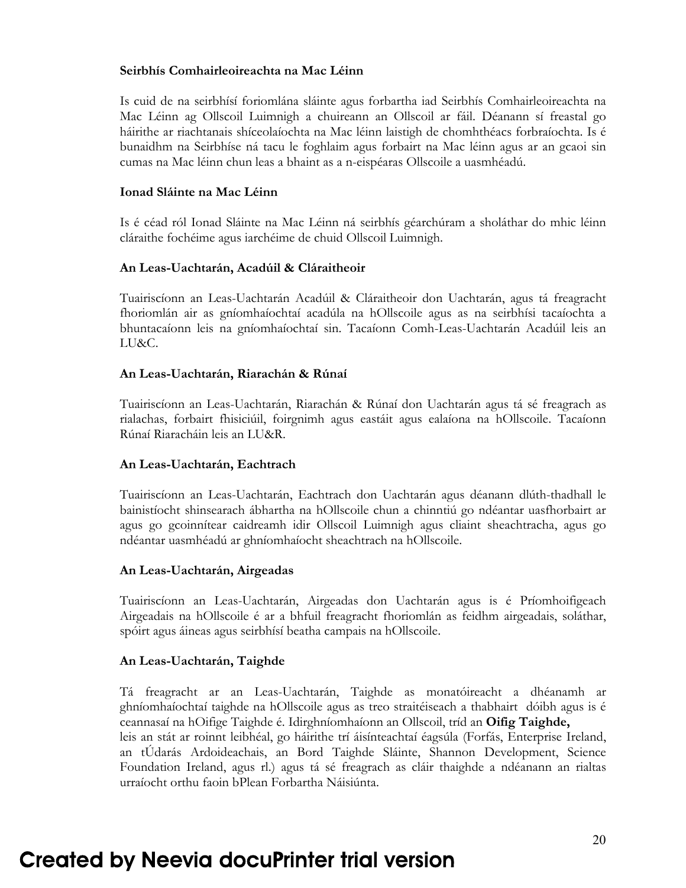**Seirbhís Comhairleoireachta na Mac Léinn**

Is cuid de na seirbhísí foriomlána sláinte agus forbartha iad Seirbhís Comhairleoireachta na Mac Léinn ag Ollscoil Luimnigh a chuireann an Ollscoil ar fáil. Déanann sí freastal go háirithe ar riachtanais shíceolaíochta na Mac léinn laistigh de chomhthéacs forbraíochta. Is é bunaidhm na Seirbhíse ná tacu le foghlaim agus forbairt na Mac léinn agus ar an gcaoi sin cumas na Mac léinn chun leas a bhaint as a n-eispéaras Ollscoile a uasmhéadú.

**Ionad Sláinte na Mac Léinn**

Is é céad ról Ionad Sláinte na Mac Léinn ná seirbhís géarchúram a sholáthar do mhic léinn cláraithe fochéime agus iarchéime de chuid Ollscoil Luimnigh.

**An Leas-Uachtarán, Acadúil & Cláraitheoir**

Tuairiscíonn an Leas-Uachtarán Acadúil & Cláraitheoir don Uachtarán, agus tá freagracht fhoriomlán air as gníomhaíochtaí acadúla na hOllscoile agus as na seirbhísí tacaíochta a bhuntacaíonn leis na gníomhaíochtaí sin. Tacaíonn Comh-Leas-Uachtarán Acadúil leis an LU&C.

**An Leas-Uachtarán, Riarachán & Rúnaí**

Tuairiscíonn an Leas-Uachtarán, Riarachán & Rúnaí don Uachtarán agus tá sé freagrach as rialachas, forbairt fhisiciúil, foirgnimh agus eastáit agus ealaíona na hOllscoile. Tacaíonn Rúnaí Riaracháin leis an LU&R.

**An Leas-Uachtarán, Eachtrach**

Tuairiscíonn an Leas-Uachtarán, Eachtrach don Uachtarán agus déanann dlúth-thadhall le bainistíocht shinsearach ábhartha na hOllscoile chun a chinntiú go ndéantar uasfhorbairt ar agus go gcoinnítear caidreamh idir Ollscoil Luimnigh agus cliaint sheachtracha, agus go ndéantar uasmhéadú ar ghníomhaíocht sheachtrach na hOllscoile.

**An Leas-Uachtarán, Airgeadas**

Tuairiscíonn an Leas-Uachtarán, Airgeadas don Uachtarán agus is é Príomhoifigeach Airgeadais na hOllscoile é ar a bhfuil freagracht fhoriomlán as feidhm airgeadais, soláthar, spóirt agus áineas agus seirbhísí beatha campais na hOllscoile.

**An Leas-Uachtarán, Taighde**

Tá freagracht ar an Leas-Uachtarán, Taighde as monatóireacht a dhéanamh ar ghníomhaíochtaí taighde na hOllscoile agus as treo straitéiseach a thabhairt dóibh agus is é ceannasaí na hOifige Taighde é. Idirghníomhaíonn an Ollscoil, tríd an **Oifig Taighde,** leis an stát ar roinnt leibhéal, go háirithe trí áisínteachtaí éagsúla (Forfás, Enterprise Ireland, an tÚdarás Ardoideachais, an Bord Taighde Sláinte, Shannon Development, Science Foundation Ireland, agus rl.) agus tá sé freagrach as cláir thaighde a ndéanann an rialtas urraíocht orthu faoin bPlean Forbartha Náisiúnta.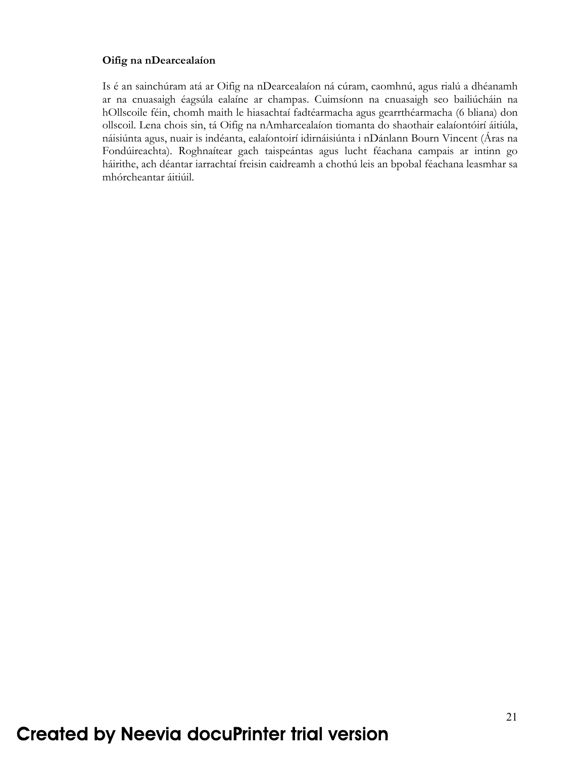**Oifig na nDearcealaíon**

Is é an sainchúram atá ar Oifig na nDearcealaíon ná cúram, caomhnú, agus rialú a dhéanamh ar na cnuasaigh éagsúla ealaíne ar champas. Cuimsíonn na cnuasaigh seo bailiúcháin na hOllscoile féin, chomh maith le hiasachtaí fadtéarmacha agus gearrthéarmacha (6 bliana) don ollscoil. Lena chois sin, tá Oifig na nAmharcealaíon tiomanta do shaothair ealaíontóirí áitiúla, náisiúnta agus, nuair is indéanta, ealaíontoirí idirnáisiúnta i nDánlann Bourn Vincent (Áras na Fondúireachta). Roghnaítear gach taispeántas agus lucht féachana campais ar intinn go háirithe, ach déantar iarrachtaí freisin caidreamh a chothú leis an bpobal féachana leasmhar sa mhórcheantar áitiúil.

Created by Neevia docuPrinter trial version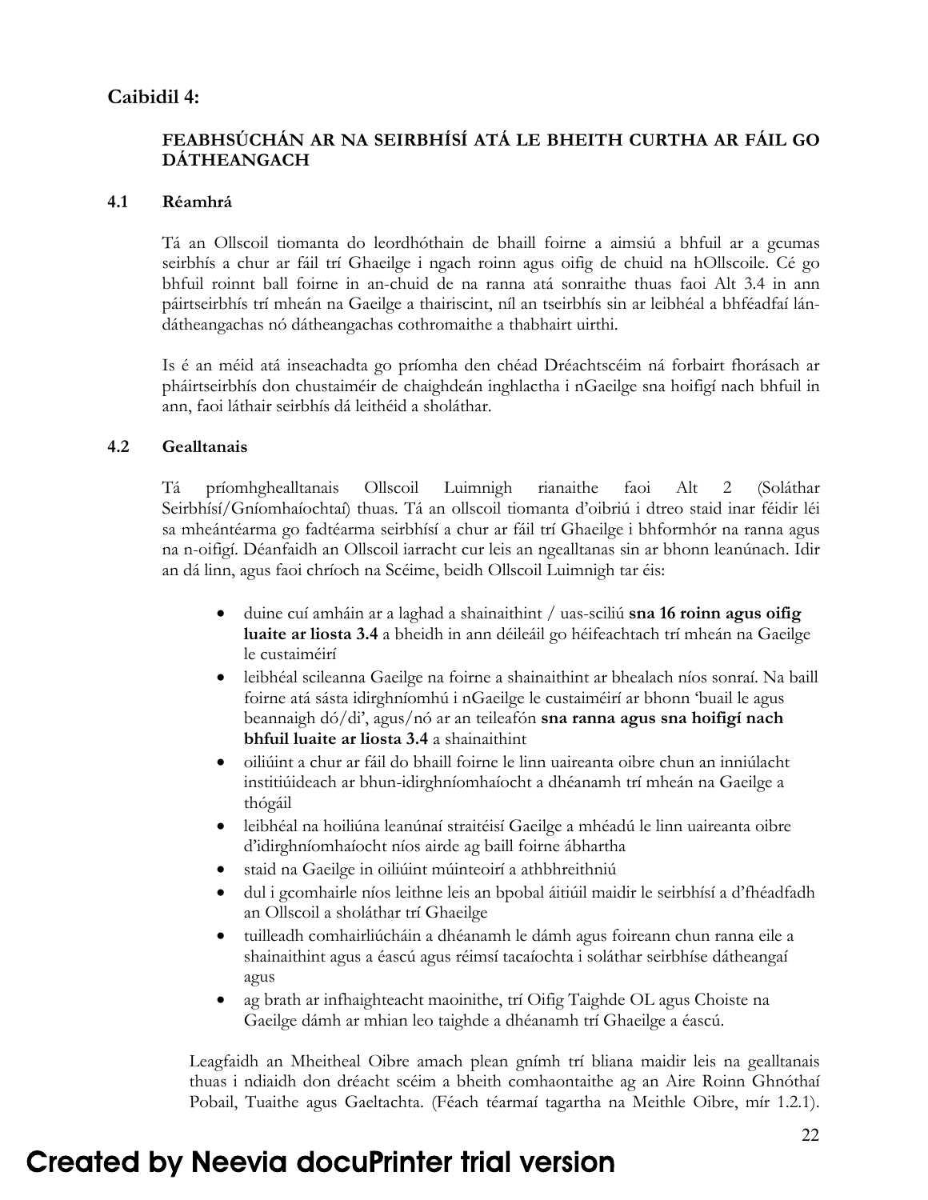## Caibidil 4:

### FEABHSÚCHÁN AR NA SEIRBHÍSÍ ATÁ LE BHEITH CURTHA AR FÁIL GO DÁTHEANGACH

### 4.1 Réamhrá

Tá an Ollscoil tiomanta do leordhóthain de bhaill foirne a aimsiú a bhfuil ar a gcumas seirbhís a chur ar fáil trí Ghaeilge i ngach roinn agus oifig de chuid na hOllscoile. Cé go bhfuil roinnt ball foirne in an-chuid de na ranna atá sonraithe thuas faoi Alt 3.4 in ann páirtseirbhís trí mheán na Gaeilge a thairiscint, níl an tseirbhís sin ar leibhéal a bhféadfaí lán-dátheangachas nó dátheangachas cothromaithe a thabhairt uirthi.

Is é an méid atá inseachadta go príomha den chéad Dréachtscéim ná forbairt fhorásach ar pháirtseirbhís don chustaiméir de chaighdeán inghlactha i nGaeilge sna hoifigí nach bhfuil in ann, faoi láthair seirbhís dá leithéid a sholáthar.

### 4.2 Gealltanais

Tá príomhghealltanais Ollscoil Luimnigh rianaithe faoi Alt 2 (Soláthar Seirbhísí/Gníomhaíochtaí) thuas. Tá an ollscoil tiomanta d'oibriú i dtreo staid inar féidir léi sa mheántéarma go fadtéarma seirbhísí a chur ar fáil trí Ghaeilge i bhformhór na ranna agus na n-oifigí. Déanfaidh an Ollscoil iarracht cur leis an ngeallta­nas sin ar bhonn leanúnach. Idir an dá linn, agus faoi chríoch na Scéime, beidh Ollscoil Luimnigh tar éis:

- duine cuí amháin ar a laghad a shainaithint / uas-sciliú **sna 16 roinn agus oifig luaite ar liosta 3.4** a bheidh in ann déileáil go héifeachtach trí mheán na Gaeilge le custaiméirí
- leibhéal scileanna Gaeilge na foirne a shainaithint ar bhealach níos sonraí. Na baill foirne atá sásta idirghníomhú i nGaeilge le custaiméirí ar bhonn 'buail le agus beannaigh dó/di', agus/nó ar an teileafón **sna ranna agus sna hoifigí nach bhfuil luaite ar liosta 3.4** a shainaithint
- oiliúint a chur ar fáil do bhaill foirne le linn uaireanta oibre chun an inniúlacht institiúideach ar bhun-idirghníomhaíocht a dhéanamh trí mheán na Gaeilge a thógáil
- leibhéal na hoiliúna leanúnaí straitéisí Gaeilge a mhéadú le linn uaireanta oibre d'idirghníomhaíocht níos airde ag baill foirne ábhartha
- staid na Gaeilge in oiliúint múinteoirí a athbhreithniú
- dul i gcomhairle níos leithne leis an bpobal áitiúil maidir le seirbhísí a d'fhéadfadh an Ollscoil a sholáthar trí Ghaeilge
- tuilleadh comhairliúcháin a dhéanamh le dámh agus foireann chun ranna eile a shainaithint agus a éascú agus réimsí tacaíochta i soláthar seirbhíse dátheangaí agus
- ag brath ar infhaighteacht maoinithe, trí Oifig Taighde OL agus Choiste na Gaeilge dámh ar mhian leo taighde a dhéanamh trí Ghaeilge a éascú.

Leagfaidh an Mheitheal Oibre amach plean gnímh trí bliana maidir leis na gealltanais thuas i ndiaidh don dréacht scéim a bheith comhaontaithe ag an Aire Roinn Ghnóthaí Pobail, Tuaithe agus Gaeltachta. (Féach téarmaí tagartha na Meithle Oibre, mír 1.2.1).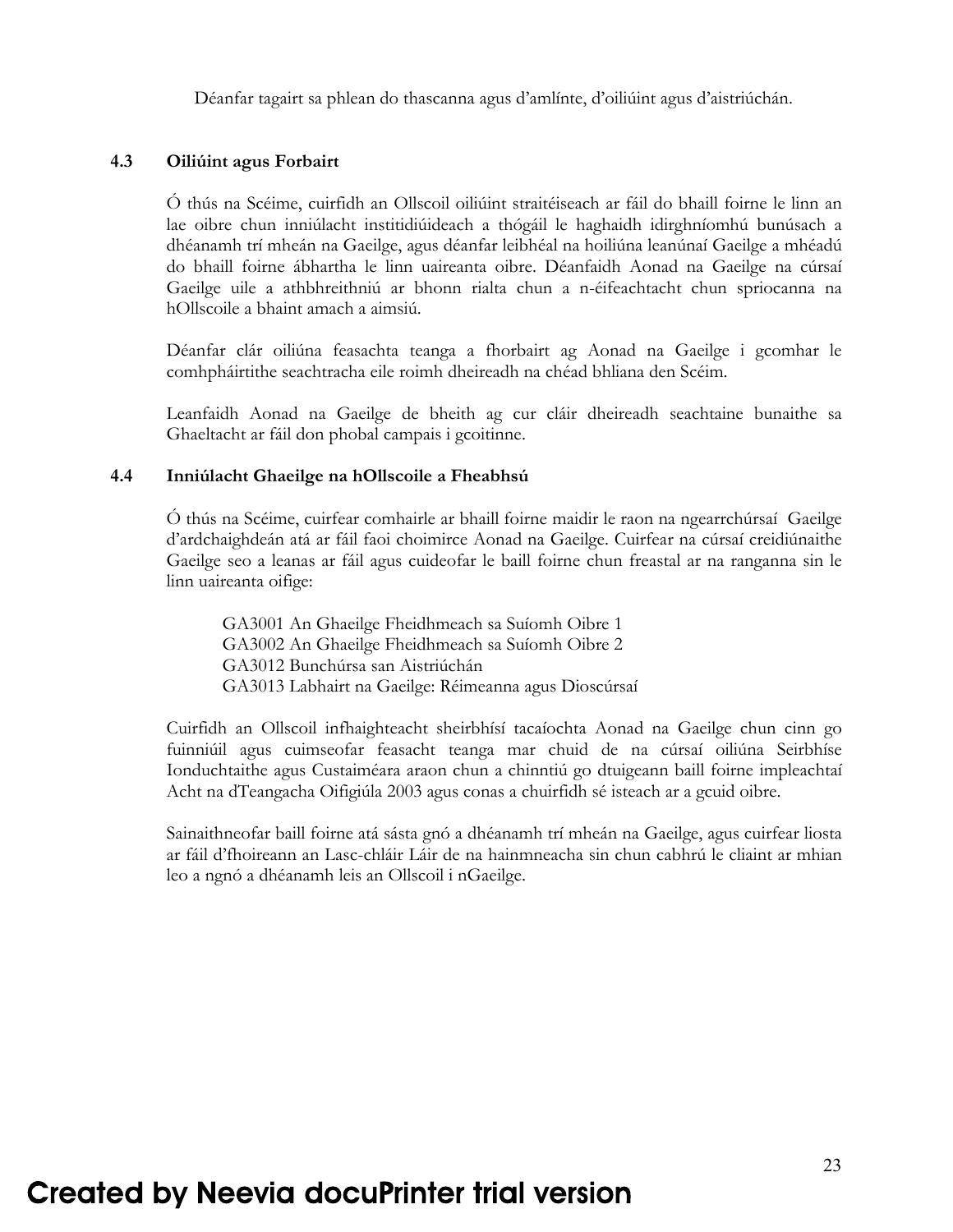Déanfar tagairt sa phlean do thascanna agus d'amlínte, d'oiliúint agus d'aistriúchán.

### 4.3 Oiliúint agus Forbairt

Ó thús na Scéime, cuirfidh an Ollscoil oiliúint straitéiseach ar fáil do bhaill foirne le linn an lae oibre chun inniúlacht institidiúideach a thógáil le haghaidh idirghníomhú bunúsach a dhéanamh trí mheán na Gaeilge, agus déanfar leibhéal na hoiliúna leanúnaí Gaeilge a mhéadú do bhaill foirne ábhartha le linn uaireanta oibre. Déanfaidh Aonad na Gaeilge na cúrsaí Gaeilge uile a athbhreithniú ar bhonn rialta chun a n-éifeachtacht chun spriocanna na hOllscoile a bhaint amach a aimsiú.

Déanfar clár oiliúna feasachta teanga a fhorbairt ag Aonad na Gaeilge i gcomhar le comhpháirtithe seachtracha eile roimh dheireadh na chéad bhliana den Scéim.

Leanfaidh Aonad na Gaeilge de bheith ag cur cláir dheireadh seachtaine bunaithe sa Ghaeltacht ar fáil don phobal campais i gcoitinne.

### 4.4 Inniúlacht Ghaeilge na hOllscoile a Fheabhsú

Ó thús na Scéime, cuirfear comhairle ar bhaill foirne maidir le raon na ngearrchúrsaí Gaeilge d'ardchaighdeán atá ar fáil faoi choimirce Aonad na Gaeilge. Cuirfear na cúrsaí creidiúnaithe Gaeilge seo a leanas ar fáil agus cuideofar le baill foirne chun freastal ar na ranganna sin le linn uaireanta oifige:

GA3001 An Ghaeilge Fheidhmeach sa Suíomh Oibre 1
GA3002 An Ghaeilge Fheidhmeach sa Suíomh Oibre 2
GA3012 Bunchúrsa san Aistriúchán
GA3013 Labhairt na Gaeilge: Réimeanna agus Dioscúrsaí

Cuirfidh an Ollscoil infhaighteacht sheirbhísí tacaíochta Aonad na Gaeilge chun cinn go fuinniúil agus cuimseofar feasacht teanga mar chuid de na cúrsaí oiliúna Seirbhíse Ionduchtaithe agus Custaiméara araon chun a chinntiú go dtuigeann baill foirne impleachtaí Acht na dTeangacha Oifigiúla 2003 agus conas a chuirfidh sé isteach ar a gcuid oibre.

Sainaithneofar baill foirne atá sásta gnó a dhéanamh trí mheán na Gaeilge, agus cuirfear liosta ar fáil d'fhoireann an Lasc-chláir Láir de na hainmneacha sin chun cabhrú le cliaint ar mhian leo a ngnó a dhéanamh leis an Ollscoil i nGaeilge.

Created by Neevia docuPrinter trial version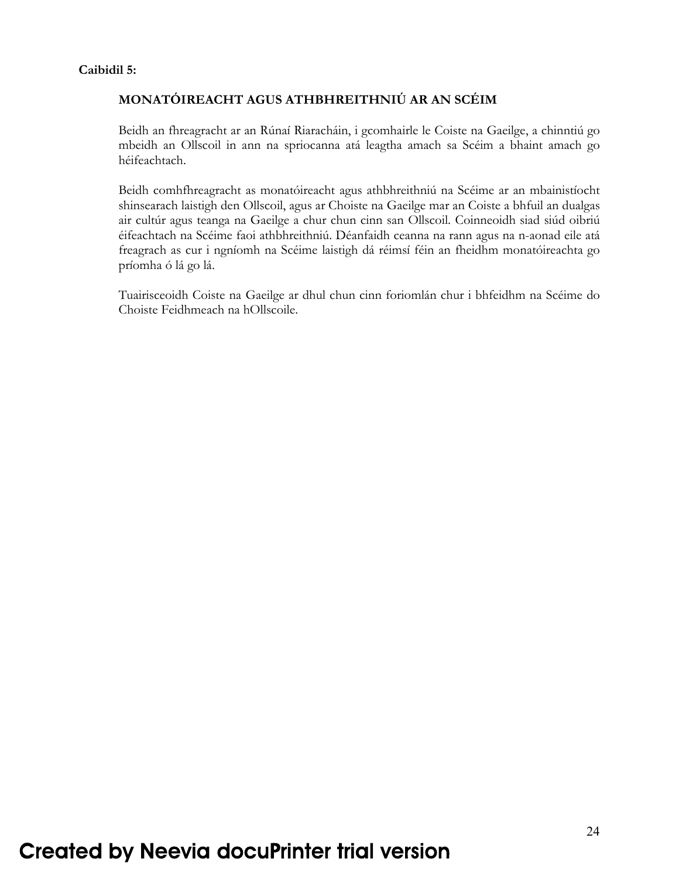**Caibidil 5:**

## MONATÓIREACHT AGUS ATHBHREITHNIÚ AR AN SCÉIM

Beidh an fhreagracht ar an Rúnaí Riaracháin, i gcomhairle le Coiste na Gaeilge, a chinntiú go mbeidh an Ollscoil in ann na spriocanna atá leagtha amach sa Scéim a bhaint amach go héifeachtach.

Beidh comhfhreagracht as monatóireacht agus athbhreithniú na Scéime ar an mbainistíocht shinsearach laistigh den Ollscoil, agus ar Choiste na Gaeilge mar an Coiste a bhfuil an dualgas air cultúr agus teanga na Gaeilge a chur chun cinn san Ollscoil. Coinneoidh siad siúd oibriú éifeachtach na Scéime faoi athbhreithniú. Déanfaidh ceanna na rann agus na n-aonad eile atá freagrach as cur i ngníomh na Scéime laistigh dá réimsí féin an fheidhm monatóireachta go príomha ó lá go lá.

Tuairisceoidh Coiste na Gaeilge ar dhul chun cinn foriomlán chur i bhfeidhm na Scéime do Choiste Feidhmeach na hOllscoile.

Created by Neevia docuPrinter trial version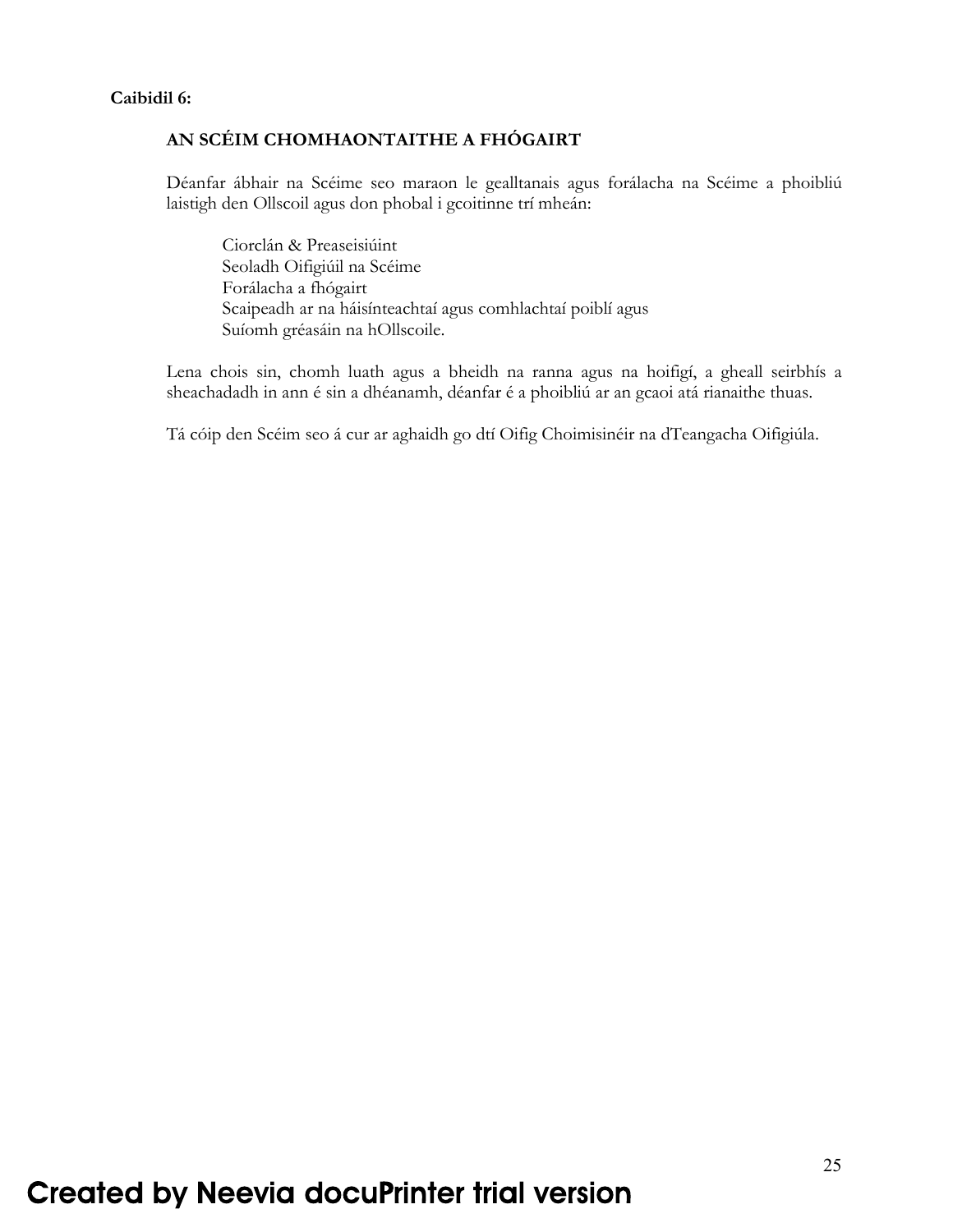**Caibidil 6:**

## AN SCÉIM CHOMHAONTAITHE A FHÓGAIRT

Déanfar ábhair na Scéime seo maraon le gealltanais agus forálacha na Scéime a phoibliú laistigh den Ollscoil agus don phobal i gcoitinne trí mheán:

Ciorclán & Preaseisiúint
Seoladh Oifigiúil na Scéime
Forálacha a fhógairt
Scaipeadh ar na háisínteachtaí agus comhlachtaí poiblí agus
Suíomh gréasáin na hOllscoile.

Lena chois sin, chomh luath agus a bheidh na ranna agus na hoifigí, a gheall seirbhís a sheachadadh in ann é sin a dhéanamh, déanfar é a phoibliú ar an gcaoi atá rianaithe thuas.

Tá cóip den Scéim seo á cur ar aghaidh go dtí Oifig Choimisinéir na dTeangacha Oifigiúla.

Created by Neevia docuPrinter trial version